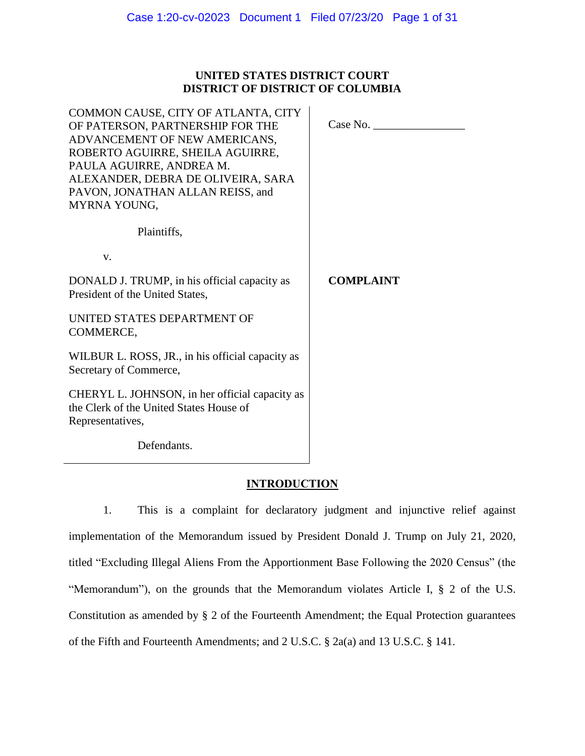**UNITED STATES DISTRICT COURT**
**DISTRICT OF DISTRICT OF COLUMBIA**

COMMON CAUSE, CITY OF ATLANTA, CITY OF PATERSON, PARTNERSHIP FOR THE ADVANCEMENT OF NEW AMERICANS, ROBERTO AGUIRRE, SHEILA AGUIRRE, PAULA AGUIRRE, ANDREA M. ALEXANDER, DEBRA DE OLIVEIRA, SARA PAVON, JONATHAN ALLAN REISS, and MYRNA YOUNG,

Plaintiffs,

v.

DONALD J. TRUMP, in his official capacity as President of the United States,

UNITED STATES DEPARTMENT OF COMMERCE,

WILBUR L. ROSS, JR., in his official capacity as Secretary of Commerce,

CHERYL L. JOHNSON, in her official capacity as the Clerk of the United States House of Representatives,

Defendants.

Case No. ________________

**COMPLAINT**

## INTRODUCTION

1. This is a complaint for declaratory judgment and injunctive relief against implementation of the Memorandum issued by President Donald J. Trump on July 21, 2020, titled "Excluding Illegal Aliens From the Apportionment Base Following the 2020 Census" (the "Memorandum"), on the grounds that the Memorandum violates Article I, § 2 of the U.S. Constitution as amended by § 2 of the Fourteenth Amendment; the Equal Protection guarantees of the Fifth and Fourteenth Amendments; and 2 U.S.C. § 2a(a) and 13 U.S.C. § 141.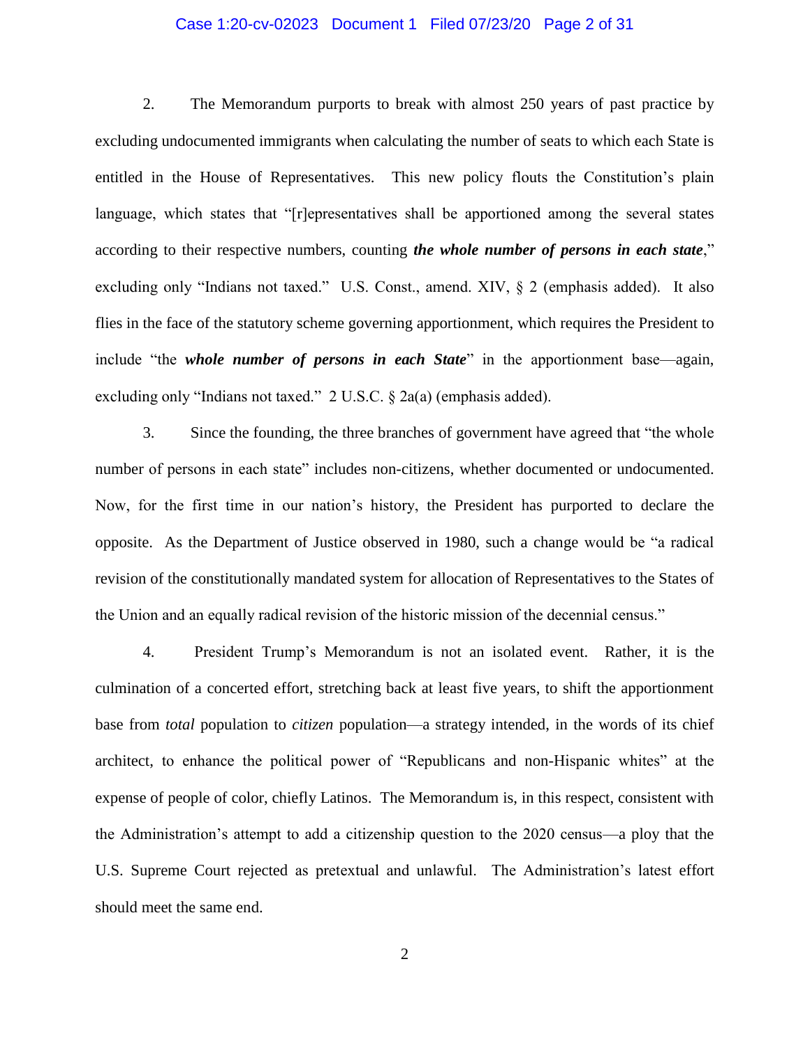2. The Memorandum purports to break with almost 250 years of past practice by excluding undocumented immigrants when calculating the number of seats to which each State is entitled in the House of Representatives. This new policy flouts the Constitution's plain language, which states that "[r]epresentatives shall be apportioned among the several states according to their respective numbers, counting ***the whole number of persons in each state***," excluding only "Indians not taxed." U.S. Const., amend. XIV, § 2 (emphasis added). It also flies in the face of the statutory scheme governing apportionment, which requires the President to include "the ***whole number of persons in each State***" in the apportionment base—again, excluding only "Indians not taxed." 2 U.S.C. § 2a(a) (emphasis added).

3. Since the founding, the three branches of government have agreed that "the whole number of persons in each state" includes non-citizens, whether documented or undocumented. Now, for the first time in our nation's history, the President has purported to declare the opposite. As the Department of Justice observed in 1980, such a change would be "a radical revision of the constitutionally mandated system for allocation of Representatives to the States of the Union and an equally radical revision of the historic mission of the decennial census."

4. President Trump's Memorandum is not an isolated event. Rather, it is the culmination of a concerted effort, stretching back at least five years, to shift the apportionment base from *total* population to *citizen* population—a strategy intended, in the words of its chief architect, to enhance the political power of "Republicans and non-Hispanic whites" at the expense of people of color, chiefly Latinos. The Memorandum is, in this respect, consistent with the Administration's attempt to add a citizenship question to the 2020 census—a ploy that the U.S. Supreme Court rejected as pretextual and unlawful. The Administration's latest effort should meet the same end.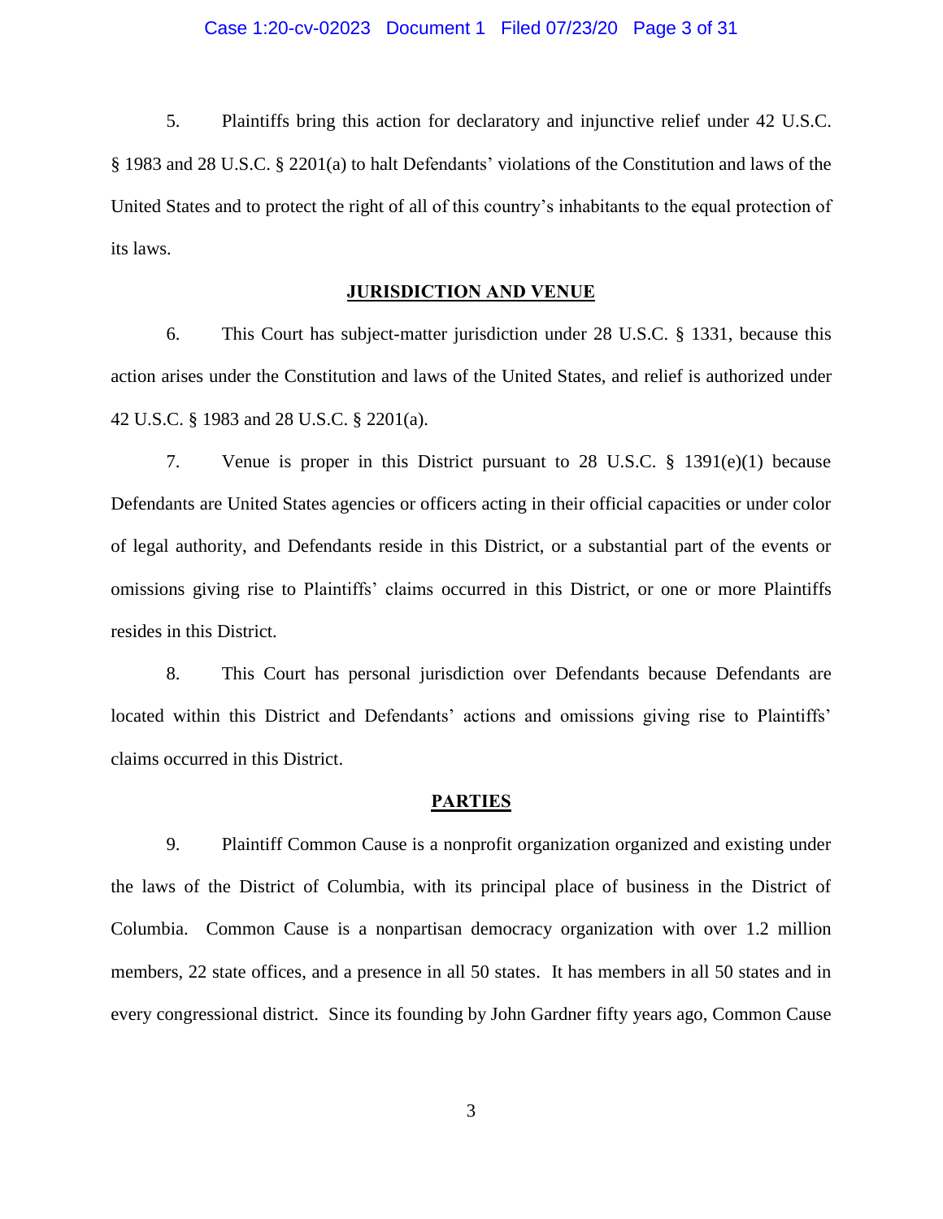5. Plaintiffs bring this action for declaratory and injunctive relief under 42 U.S.C. § 1983 and 28 U.S.C. § 2201(a) to halt Defendants' violations of the Constitution and laws of the United States and to protect the right of all of this country's inhabitants to the equal protection of its laws.

## JURISDICTION AND VENUE

6. This Court has subject-matter jurisdiction under 28 U.S.C. § 1331, because this action arises under the Constitution and laws of the United States, and relief is authorized under 42 U.S.C. § 1983 and 28 U.S.C. § 2201(a).

7. Venue is proper in this District pursuant to 28 U.S.C. § 1391(e)(1) because Defendants are United States agencies or officers acting in their official capacities or under color of legal authority, and Defendants reside in this District, or a substantial part of the events or omissions giving rise to Plaintiffs' claims occurred in this District, or one or more Plaintiffs resides in this District.

8. This Court has personal jurisdiction over Defendants because Defendants are located within this District and Defendants' actions and omissions giving rise to Plaintiffs' claims occurred in this District.

## PARTIES

9. Plaintiff Common Cause is a nonprofit organization organized and existing under the laws of the District of Columbia, with its principal place of business in the District of Columbia. Common Cause is a nonpartisan democracy organization with over 1.2 million members, 22 state offices, and a presence in all 50 states. It has members in all 50 states and in every congressional district. Since its founding by John Gardner fifty years ago, Common Cause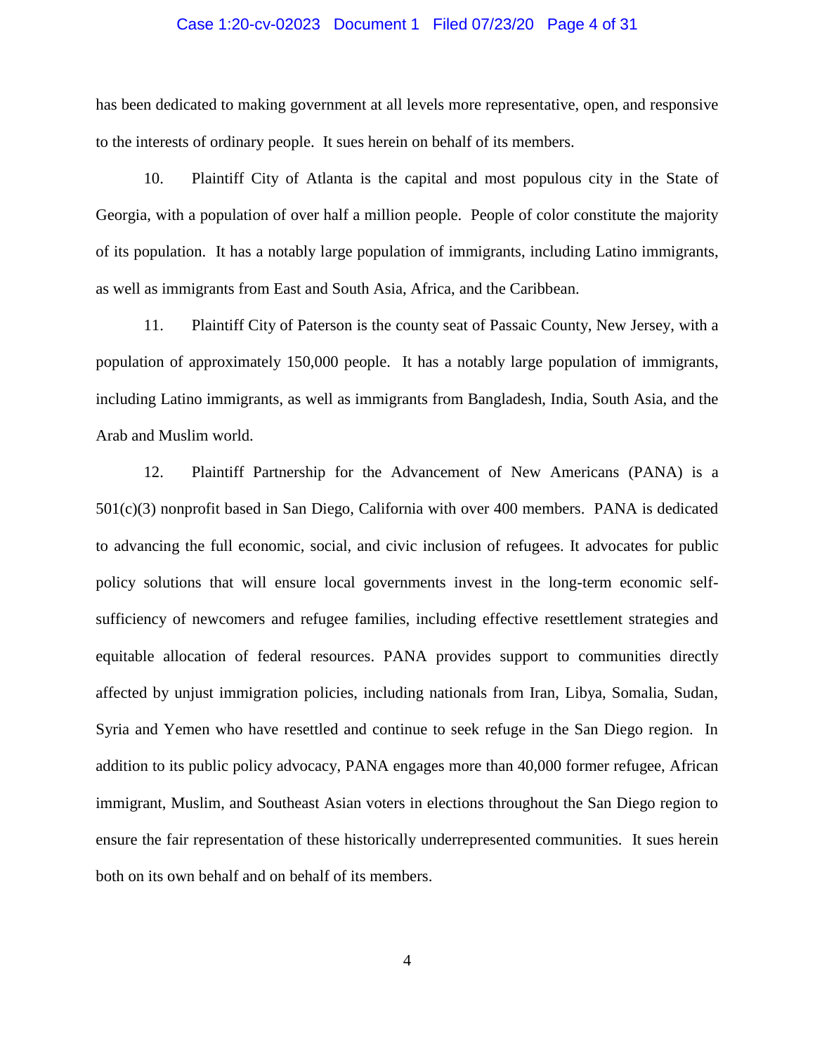has been dedicated to making government at all levels more representative, open, and responsive to the interests of ordinary people. It sues herein on behalf of its members.

10. Plaintiff City of Atlanta is the capital and most populous city in the State of Georgia, with a population of over half a million people. People of color constitute the majority of its population. It has a notably large population of immigrants, including Latino immigrants, as well as immigrants from East and South Asia, Africa, and the Caribbean.

11. Plaintiff City of Paterson is the county seat of Passaic County, New Jersey, with a population of approximately 150,000 people. It has a notably large population of immigrants, including Latino immigrants, as well as immigrants from Bangladesh, India, South Asia, and the Arab and Muslim world.

12. Plaintiff Partnership for the Advancement of New Americans (PANA) is a 501(c)(3) nonprofit based in San Diego, California with over 400 members. PANA is dedicated to advancing the full economic, social, and civic inclusion of refugees. It advocates for public policy solutions that will ensure local governments invest in the long-term economic self-sufficiency of newcomers and refugee families, including effective resettlement strategies and equitable allocation of federal resources. PANA provides support to communities directly affected by unjust immigration policies, including nationals from Iran, Libya, Somalia, Sudan, Syria and Yemen who have resettled and continue to seek refuge in the San Diego region. In addition to its public policy advocacy, PANA engages more than 40,000 former refugee, African immigrant, Muslim, and Southeast Asian voters in elections throughout the San Diego region to ensure the fair representation of these historically underrepresented communities. It sues herein both on its own behalf and on behalf of its members.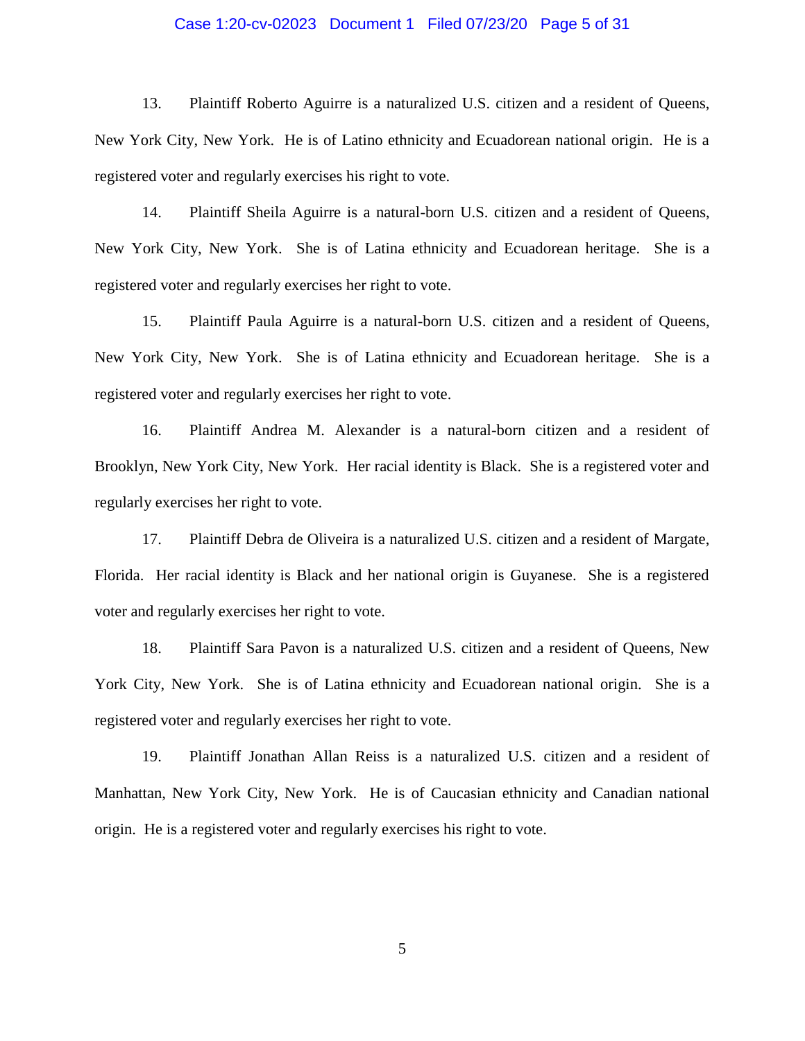13. Plaintiff Roberto Aguirre is a naturalized U.S. citizen and a resident of Queens, New York City, New York. He is of Latino ethnicity and Ecuadorean national origin. He is a registered voter and regularly exercises his right to vote.

14. Plaintiff Sheila Aguirre is a natural-born U.S. citizen and a resident of Queens, New York City, New York. She is of Latina ethnicity and Ecuadorean heritage. She is a registered voter and regularly exercises her right to vote.

15. Plaintiff Paula Aguirre is a natural-born U.S. citizen and a resident of Queens, New York City, New York. She is of Latina ethnicity and Ecuadorean heritage. She is a registered voter and regularly exercises her right to vote.

16. Plaintiff Andrea M. Alexander is a natural-born citizen and a resident of Brooklyn, New York City, New York. Her racial identity is Black. She is a registered voter and regularly exercises her right to vote.

17. Plaintiff Debra de Oliveira is a naturalized U.S. citizen and a resident of Margate, Florida. Her racial identity is Black and her national origin is Guyanese. She is a registered voter and regularly exercises her right to vote.

18. Plaintiff Sara Pavon is a naturalized U.S. citizen and a resident of Queens, New York City, New York. She is of Latina ethnicity and Ecuadorean national origin. She is a registered voter and regularly exercises her right to vote.

19. Plaintiff Jonathan Allan Reiss is a naturalized U.S. citizen and a resident of Manhattan, New York City, New York. He is of Caucasian ethnicity and Canadian national origin. He is a registered voter and regularly exercises his right to vote.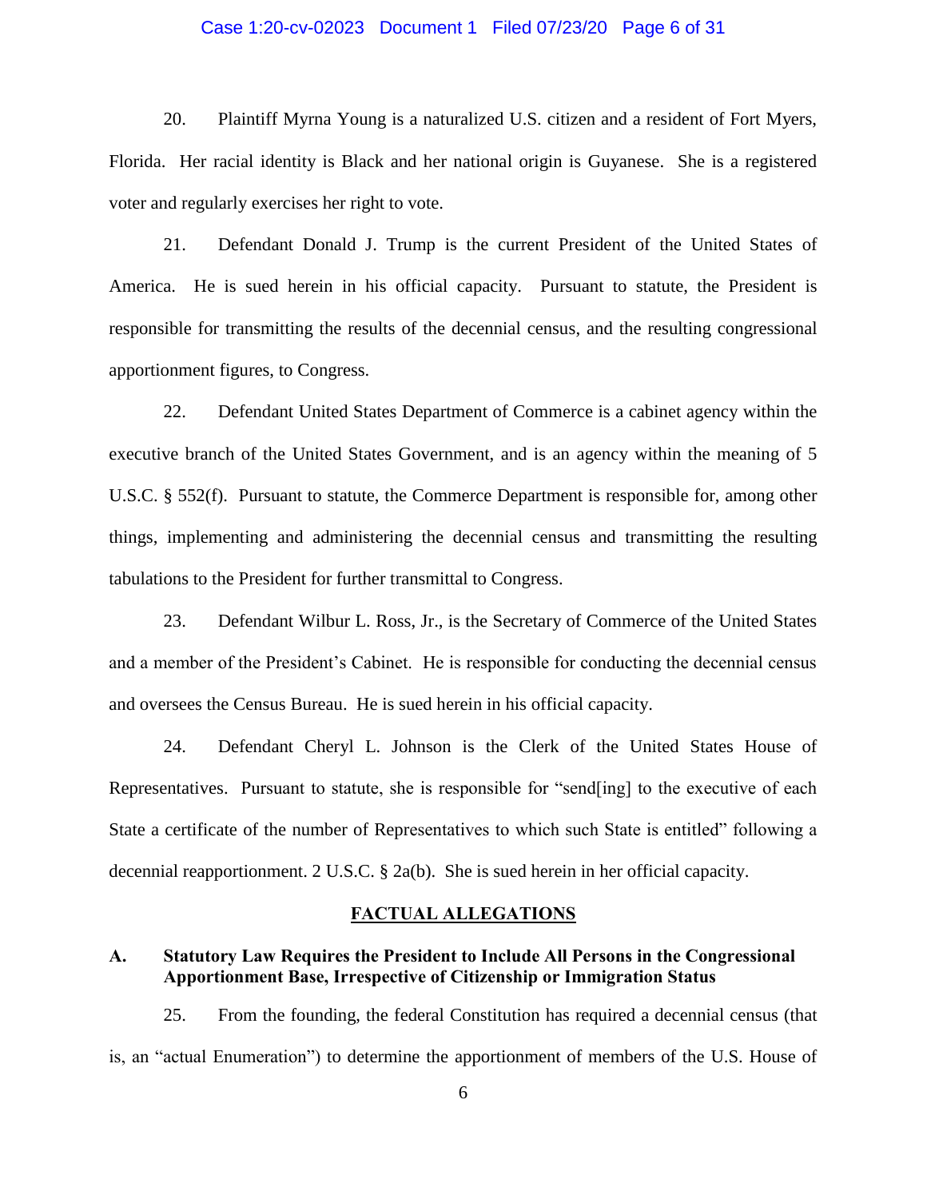20. Plaintiff Myrna Young is a naturalized U.S. citizen and a resident of Fort Myers, Florida. Her racial identity is Black and her national origin is Guyanese. She is a registered voter and regularly exercises her right to vote.

21. Defendant Donald J. Trump is the current President of the United States of America. He is sued herein in his official capacity. Pursuant to statute, the President is responsible for transmitting the results of the decennial census, and the resulting congressional apportionment figures, to Congress.

22. Defendant United States Department of Commerce is a cabinet agency within the executive branch of the United States Government, and is an agency within the meaning of 5 U.S.C. § 552(f). Pursuant to statute, the Commerce Department is responsible for, among other things, implementing and administering the decennial census and transmitting the resulting tabulations to the President for further transmittal to Congress.

23. Defendant Wilbur L. Ross, Jr., is the Secretary of Commerce of the United States and a member of the President's Cabinet. He is responsible for conducting the decennial census and oversees the Census Bureau. He is sued herein in his official capacity.

24. Defendant Cheryl L. Johnson is the Clerk of the United States House of Representatives. Pursuant to statute, she is responsible for "send[ing] to the executive of each State a certificate of the number of Representatives to which such State is entitled" following a decennial reapportionment. 2 U.S.C. § 2a(b). She is sued herein in her official capacity.

## FACTUAL ALLEGATIONS

### A. Statutory Law Requires the President to Include All Persons in the Congressional Apportionment Base, Irrespective of Citizenship or Immigration Status

25. From the founding, the federal Constitution has required a decennial census (that is, an "actual Enumeration") to determine the apportionment of members of the U.S. House of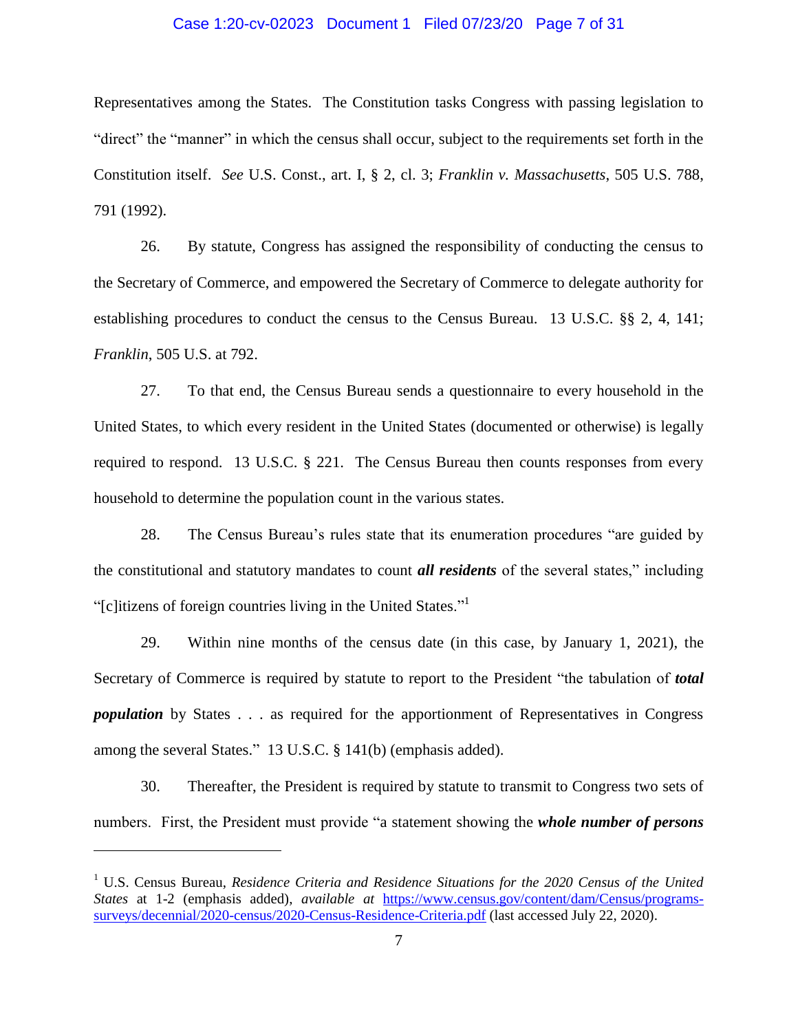Representatives among the States. The Constitution tasks Congress with passing legislation to "direct" the "manner" in which the census shall occur, subject to the requirements set forth in the Constitution itself. *See* U.S. Const., art. I, § 2, cl. 3; *Franklin v. Massachusetts*, 505 U.S. 788, 791 (1992).

26. By statute, Congress has assigned the responsibility of conducting the census to the Secretary of Commerce, and empowered the Secretary of Commerce to delegate authority for establishing procedures to conduct the census to the Census Bureau. 13 U.S.C. §§ 2, 4, 141; *Franklin*, 505 U.S. at 792.

27. To that end, the Census Bureau sends a questionnaire to every household in the United States, to which every resident in the United States (documented or otherwise) is legally required to respond. 13 U.S.C. § 221. The Census Bureau then counts responses from every household to determine the population count in the various states.

28. The Census Bureau's rules state that its enumeration procedures "are guided by the constitutional and statutory mandates to count ***all residents*** of the several states," including "[c]itizens of foreign countries living in the United States."[1]

29. Within nine months of the census date (in this case, by January 1, 2021), the Secretary of Commerce is required by statute to report to the President "the tabulation of ***total population*** by States . . . as required for the apportionment of Representatives in Congress among the several States." 13 U.S.C. § 141(b) (emphasis added).

30. Thereafter, the President is required by statute to transmit to Congress two sets of numbers. First, the President must provide "a statement showing the ***whole number of persons***

---

[1] U.S. Census Bureau, *Residence Criteria and Residence Situations for the 2020 Census of the United States* at 1-2 (emphasis added), *available at* https://www.census.gov/content/dam/Census/programs-surveys/decennial/2020-census/2020-Census-Residence-Criteria.pdf (last accessed July 22, 2020).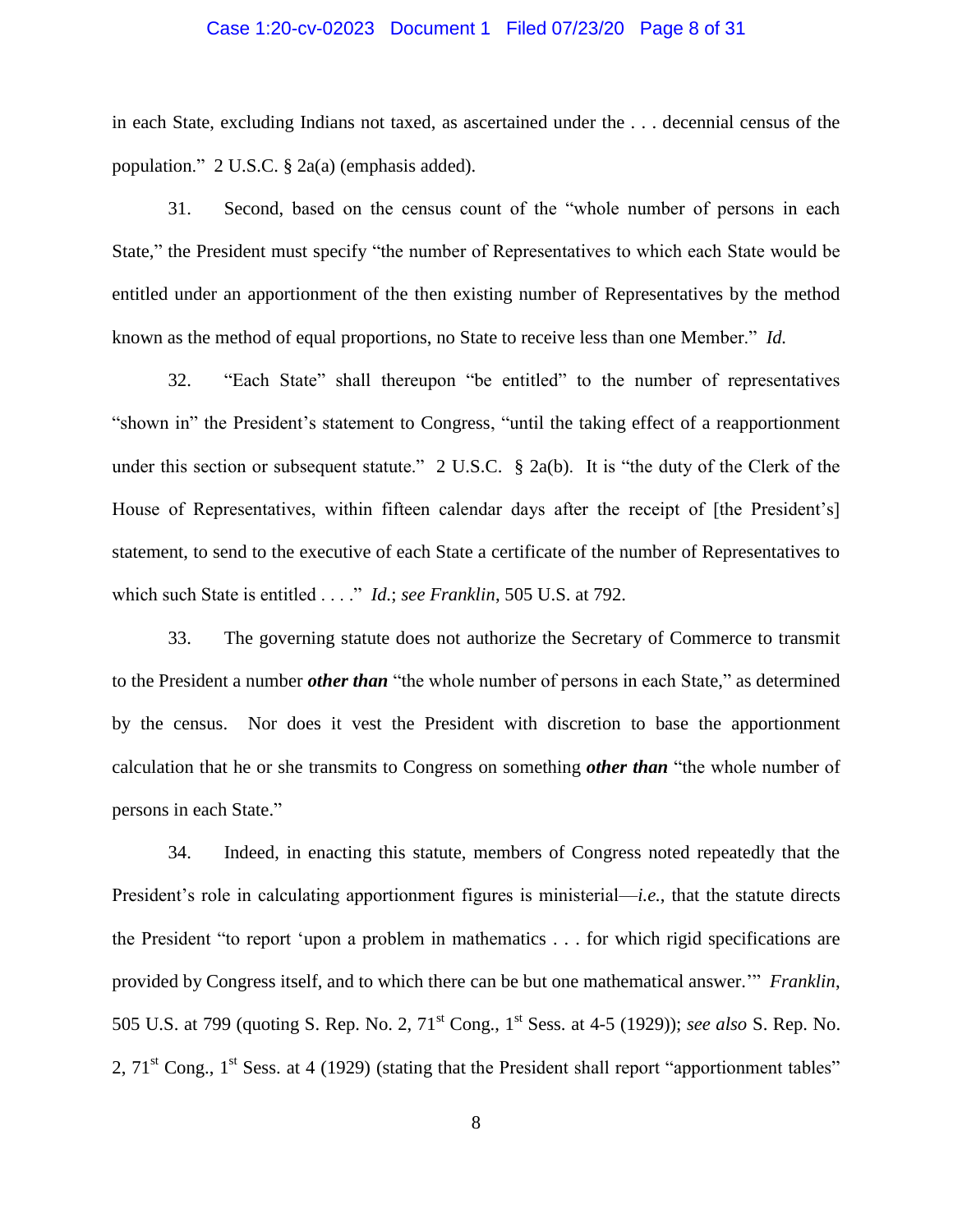in each State, excluding Indians not taxed, as ascertained under the . . . decennial census of the population." 2 U.S.C. § 2a(a) (emphasis added).

31. Second, based on the census count of the "whole number of persons in each State," the President must specify "the number of Representatives to which each State would be entitled under an apportionment of the then existing number of Representatives by the method known as the method of equal proportions, no State to receive less than one Member." *Id.*

32. "Each State" shall thereupon "be entitled" to the number of representatives "shown in" the President's statement to Congress, "until the taking effect of a reapportionment under this section or subsequent statute." 2 U.S.C. § 2a(b). It is "the duty of the Clerk of the House of Representatives, within fifteen calendar days after the receipt of [the President's] statement, to send to the executive of each State a certificate of the number of Representatives to which such State is entitled . . . ." *Id.*; *see Franklin*, 505 U.S. at 792.

33. The governing statute does not authorize the Secretary of Commerce to transmit to the President a number ***other than*** "the whole number of persons in each State," as determined by the census. Nor does it vest the President with discretion to base the apportionment calculation that he or she transmits to Congress on something ***other than*** "the whole number of persons in each State."

34. Indeed, in enacting this statute, members of Congress noted repeatedly that the President's role in calculating apportionment figures is ministerial—*i.e.*, that the statute directs the President "to report 'upon a problem in mathematics . . . for which rigid specifications are provided by Congress itself, and to which there can be but one mathematical answer.'" *Franklin*, 505 U.S. at 799 (quoting S. Rep. No. 2, 71st Cong., 1st Sess. at 4-5 (1929)); *see also* S. Rep. No. 2, 71st Cong., 1st Sess. at 4 (1929) (stating that the President shall report "apportionment tables"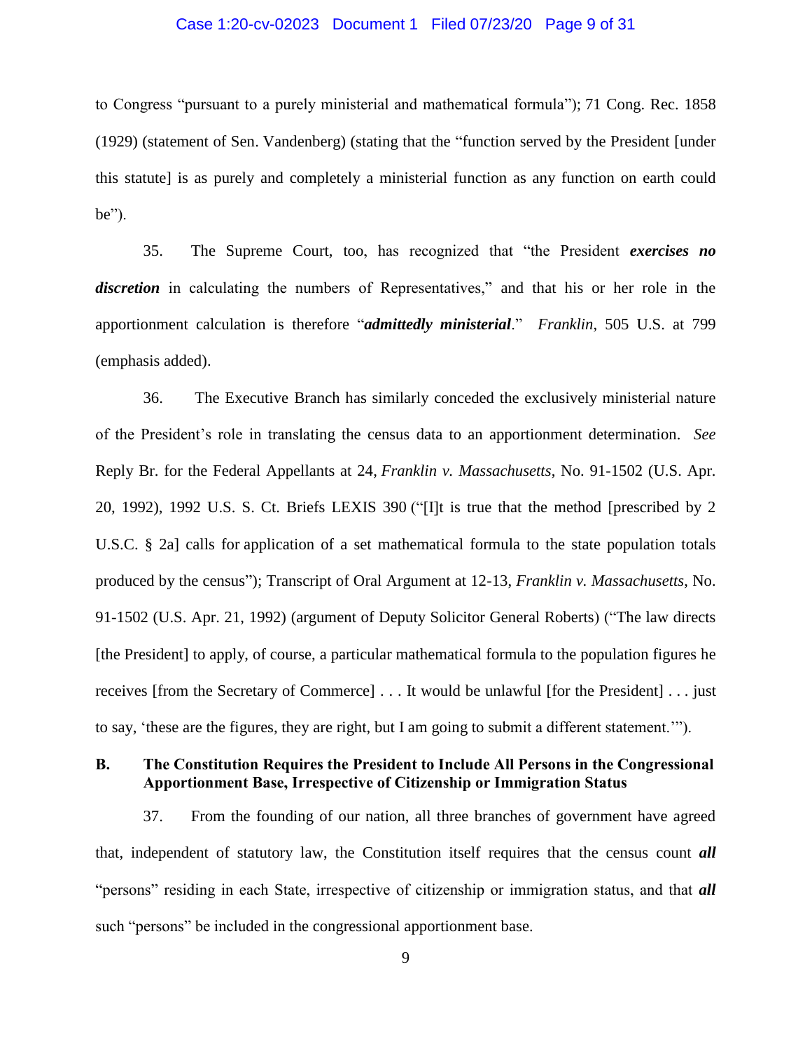to Congress "pursuant to a purely ministerial and mathematical formula"); 71 Cong. Rec. 1858 (1929) (statement of Sen. Vandenberg) (stating that the "function served by the President [under this statute] is as purely and completely a ministerial function as any function on earth could be").

35. The Supreme Court, too, has recognized that "the President ***exercises no discretion*** in calculating the numbers of Representatives," and that his or her role in the apportionment calculation is therefore "***admittedly ministerial***." *Franklin*, 505 U.S. at 799 (emphasis added).

36. The Executive Branch has similarly conceded the exclusively ministerial nature of the President's role in translating the census data to an apportionment determination. *See* Reply Br. for the Federal Appellants at 24, *Franklin v. Massachusetts*, No. 91-1502 (U.S. Apr. 20, 1992), 1992 U.S. S. Ct. Briefs LEXIS 390 ("[I]t is true that the method [prescribed by 2 U.S.C. § 2a] calls for application of a set mathematical formula to the state population totals produced by the census"); Transcript of Oral Argument at 12-13, *Franklin v. Massachusetts*, No. 91-1502 (U.S. Apr. 21, 1992) (argument of Deputy Solicitor General Roberts) ("The law directs [the President] to apply, of course, a particular mathematical formula to the population figures he receives [from the Secretary of Commerce] . . . It would be unlawful [for the President] . . . just to say, 'these are the figures, they are right, but I am going to submit a different statement.'").

### B. The Constitution Requires the President to Include All Persons in the Congressional Apportionment Base, Irrespective of Citizenship or Immigration Status

37. From the founding of our nation, all three branches of government have agreed that, independent of statutory law, the Constitution itself requires that the census count ***all*** "persons" residing in each State, irrespective of citizenship or immigration status, and that ***all*** such "persons" be included in the congressional apportionment base.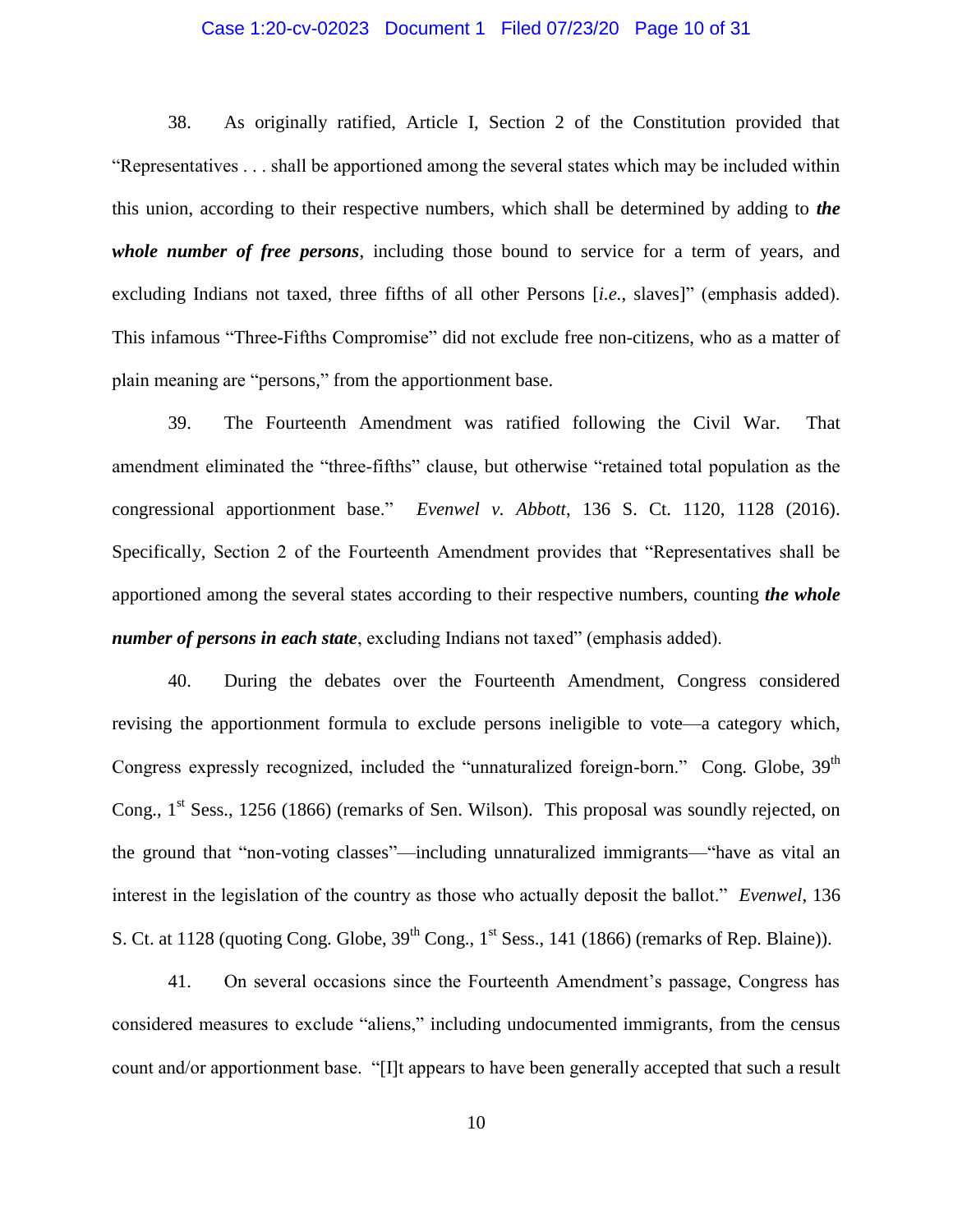38. As originally ratified, Article I, Section 2 of the Constitution provided that "Representatives . . . shall be apportioned among the several states which may be included within this union, according to their respective numbers, which shall be determined by adding to ***the whole number of free persons***, including those bound to service for a term of years, and excluding Indians not taxed, three fifths of all other Persons [*i.e.*, slaves]" (emphasis added). This infamous "Three-Fifths Compromise" did not exclude free non-citizens, who as a matter of plain meaning are "persons," from the apportionment base.

39. The Fourteenth Amendment was ratified following the Civil War. That amendment eliminated the "three-fifths" clause, but otherwise "retained total population as the congressional apportionment base." *Evenwel v. Abbott*, 136 S. Ct. 1120, 1128 (2016). Specifically, Section 2 of the Fourteenth Amendment provides that "Representatives shall be apportioned among the several states according to their respective numbers, counting ***the whole number of persons in each state***, excluding Indians not taxed" (emphasis added).

40. During the debates over the Fourteenth Amendment, Congress considered revising the apportionment formula to exclude persons ineligible to vote—a category which, Congress expressly recognized, included the "unnaturalized foreign-born." Cong. Globe, 39th Cong., 1st Sess., 1256 (1866) (remarks of Sen. Wilson). This proposal was soundly rejected, on the ground that "non-voting classes"—including unnaturalized immigrants—"have as vital an interest in the legislation of the country as those who actually deposit the ballot." *Evenwel*, 136 S. Ct. at 1128 (quoting Cong. Globe, 39th Cong., 1st Sess., 141 (1866) (remarks of Rep. Blaine)).

41. On several occasions since the Fourteenth Amendment's passage, Congress has considered measures to exclude "aliens," including undocumented immigrants, from the census count and/or apportionment base. "[I]t appears to have been generally accepted that such a result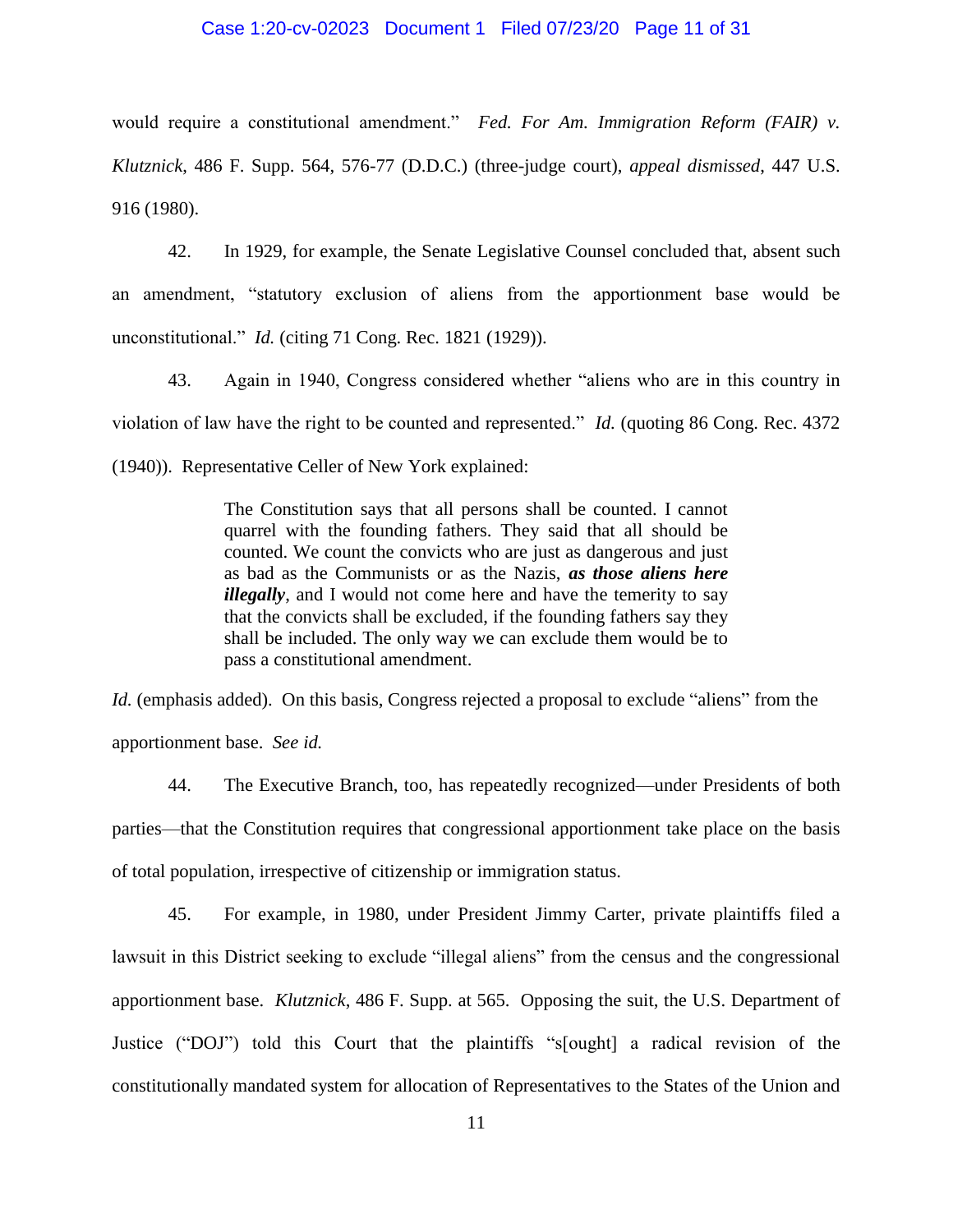would require a constitutional amendment." *Fed. For Am. Immigration Reform (FAIR) v. Klutznick*, 486 F. Supp. 564, 576-77 (D.D.C.) (three-judge court), *appeal dismissed*, 447 U.S. 916 (1980).

42. In 1929, for example, the Senate Legislative Counsel concluded that, absent such an amendment, "statutory exclusion of aliens from the apportionment base would be unconstitutional." *Id.* (citing 71 Cong. Rec. 1821 (1929)).

43. Again in 1940, Congress considered whether "aliens who are in this country in violation of law have the right to be counted and represented." *Id.* (quoting 86 Cong. Rec. 4372 (1940)). Representative Celler of New York explained:

> The Constitution says that all persons shall be counted. I cannot quarrel with the founding fathers. They said that all should be counted. We count the convicts who are just as dangerous and just as bad as the Communists or as the Nazis, ***as those aliens here illegally***, and I would not come here and have the temerity to say that the convicts shall be excluded, if the founding fathers say they shall be included. The only way we can exclude them would be to pass a constitutional amendment.

*Id.* (emphasis added). On this basis, Congress rejected a proposal to exclude "aliens" from the apportionment base. *See id.*

44. The Executive Branch, too, has repeatedly recognized—under Presidents of both parties—that the Constitution requires that congressional apportionment take place on the basis of total population, irrespective of citizenship or immigration status.

45. For example, in 1980, under President Jimmy Carter, private plaintiffs filed a lawsuit in this District seeking to exclude "illegal aliens" from the census and the congressional apportionment base. *Klutznick*, 486 F. Supp. at 565. Opposing the suit, the U.S. Department of Justice ("DOJ") told this Court that the plaintiffs "s[ought] a radical revision of the constitutionally mandated system for allocation of Representatives to the States of the Union and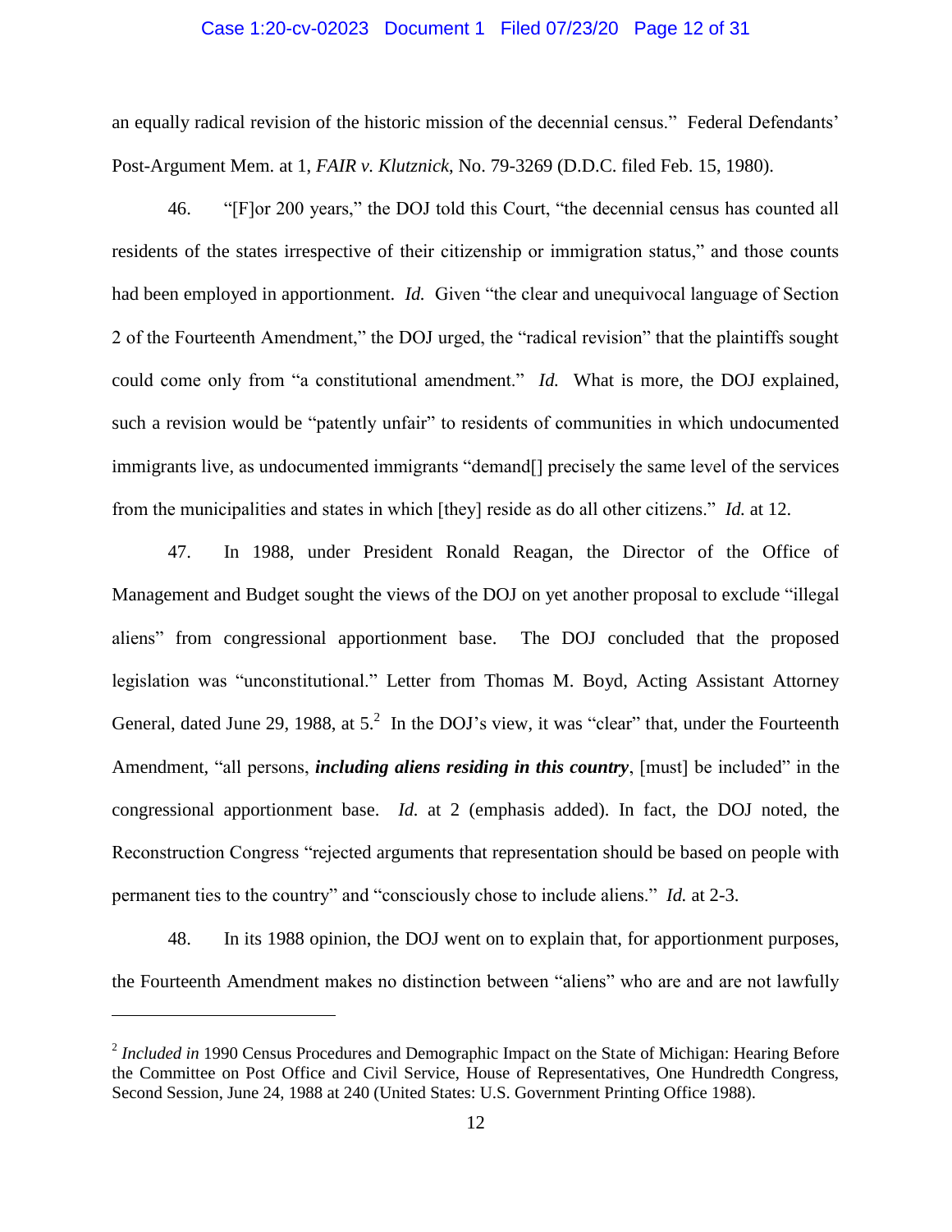an equally radical revision of the historic mission of the decennial census." Federal Defendants' Post-Argument Mem. at 1, *FAIR v. Klutznick*, No. 79-3269 (D.D.C. filed Feb. 15, 1980).

46. "[F]or 200 years," the DOJ told this Court, "the decennial census has counted all residents of the states irrespective of their citizenship or immigration status," and those counts had been employed in apportionment. *Id.* Given "the clear and unequivocal language of Section 2 of the Fourteenth Amendment," the DOJ urged, the "radical revision" that the plaintiffs sought could come only from "a constitutional amendment." *Id.* What is more, the DOJ explained, such a revision would be "patently unfair" to residents of communities in which undocumented immigrants live, as undocumented immigrants "demand[] precisely the same level of the services from the municipalities and states in which [they] reside as do all other citizens." *Id.* at 12.

47. In 1988, under President Ronald Reagan, the Director of the Office of Management and Budget sought the views of the DOJ on yet another proposal to exclude "illegal aliens" from congressional apportionment base. The DOJ concluded that the proposed legislation was "unconstitutional." Letter from Thomas M. Boyd, Acting Assistant Attorney General, dated June 29, 1988, at 5.[2] In the DOJ's view, it was "clear" that, under the Fourteenth Amendment, "all persons, ***including aliens residing in this country***, [must] be included" in the congressional apportionment base. *Id.* at 2 (emphasis added). In fact, the DOJ noted, the Reconstruction Congress "rejected arguments that representation should be based on people with permanent ties to the country" and "consciously chose to include aliens." *Id.* at 2-3.

48. In its 1988 opinion, the DOJ went on to explain that, for apportionment purposes, the Fourteenth Amendment makes no distinction between "aliens" who are and are not lawfully

---

[2] *Included in* 1990 Census Procedures and Demographic Impact on the State of Michigan: Hearing Before the Committee on Post Office and Civil Service, House of Representatives, One Hundredth Congress, Second Session, June 24, 1988 at 240 (United States: U.S. Government Printing Office 1988).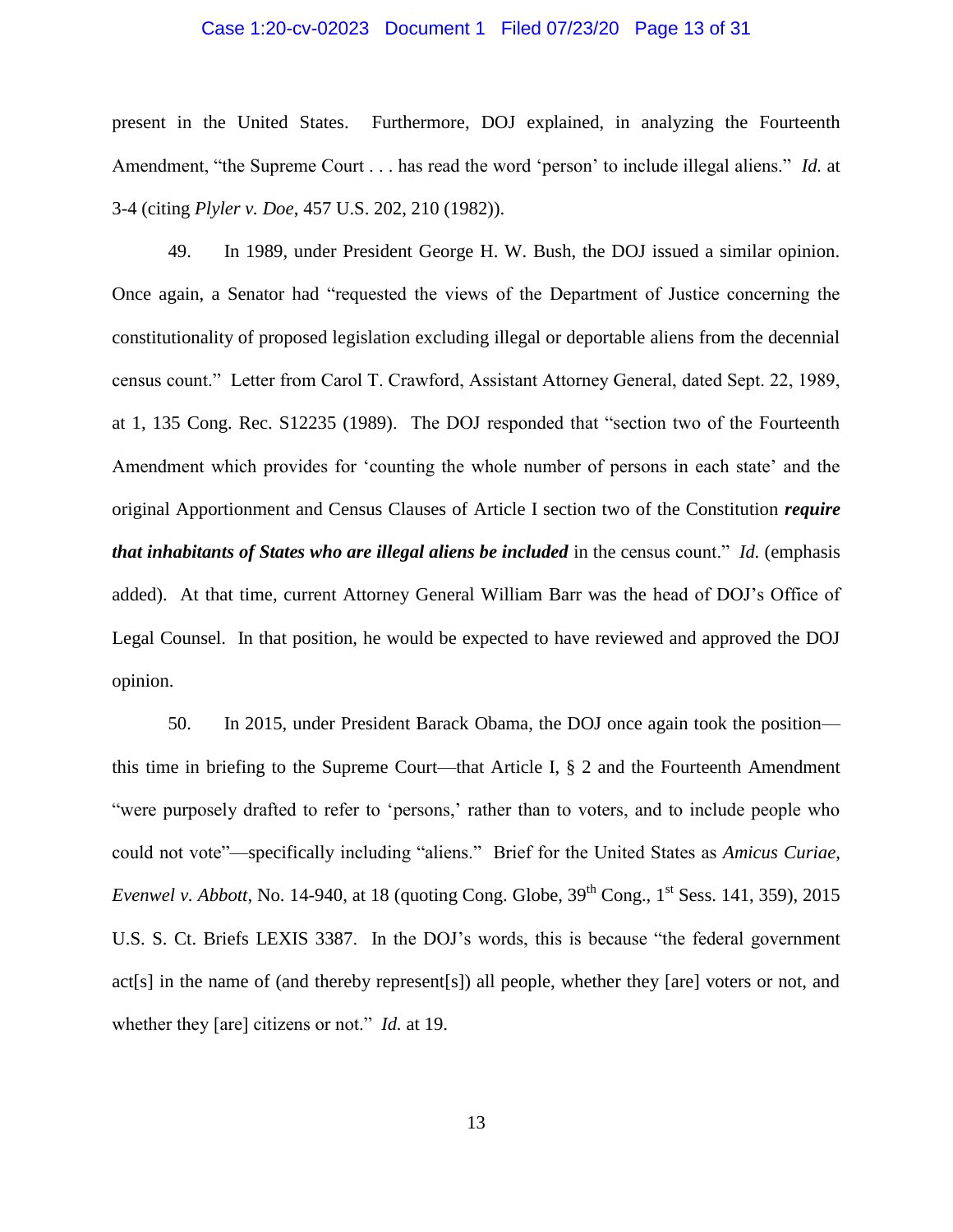present in the United States. Furthermore, DOJ explained, in analyzing the Fourteenth Amendment, "the Supreme Court . . . has read the word 'person' to include illegal aliens." *Id.* at 3-4 (citing *Plyler v. Doe*, 457 U.S. 202, 210 (1982)).

49. In 1989, under President George H. W. Bush, the DOJ issued a similar opinion. Once again, a Senator had "requested the views of the Department of Justice concerning the constitutionality of proposed legislation excluding illegal or deportable aliens from the decennial census count." Letter from Carol T. Crawford, Assistant Attorney General, dated Sept. 22, 1989, at 1, 135 Cong. Rec. S12235 (1989). The DOJ responded that "section two of the Fourteenth Amendment which provides for 'counting the whole number of persons in each state' and the original Apportionment and Census Clauses of Article I section two of the Constitution ***require that inhabitants of States who are illegal aliens be included*** in the census count." *Id.* (emphasis added). At that time, current Attorney General William Barr was the head of DOJ's Office of Legal Counsel. In that position, he would be expected to have reviewed and approved the DOJ opinion.

50. In 2015, under President Barack Obama, the DOJ once again took the position—this time in briefing to the Supreme Court—that Article I, § 2 and the Fourteenth Amendment "were purposely drafted to refer to 'persons,' rather than to voters, and to include people who could not vote"—specifically including "aliens." Brief for the United States as *Amicus Curiae*, *Evenwel v. Abbott*, No. 14-940, at 18 (quoting Cong. Globe, 39th Cong., 1st Sess. 141, 359), 2015 U.S. S. Ct. Briefs LEXIS 3387. In the DOJ's words, this is because "the federal government act[s] in the name of (and thereby represent[s]) all people, whether they [are] voters or not, and whether they [are] citizens or not." *Id.* at 19.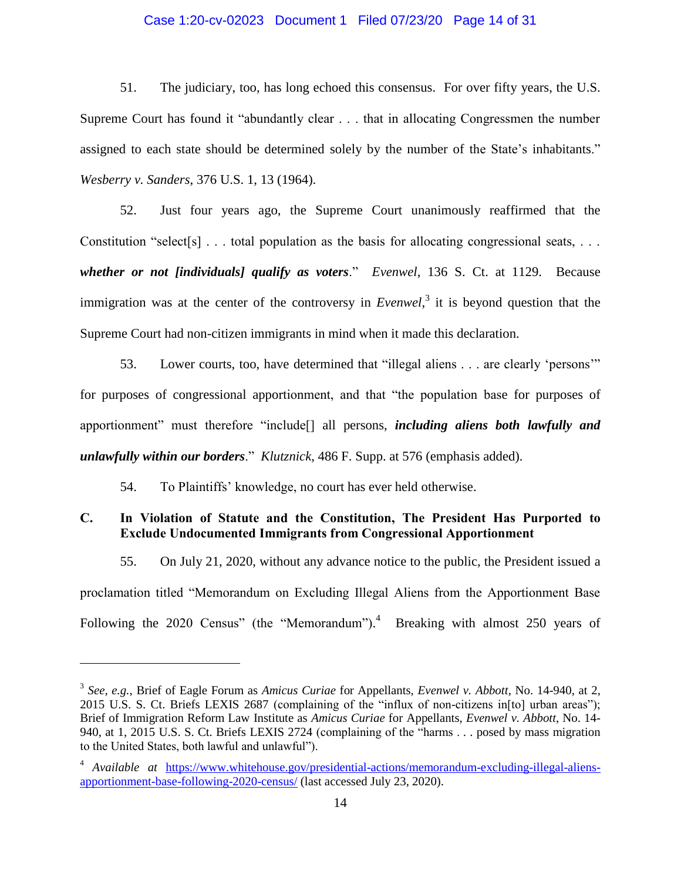51. The judiciary, too, has long echoed this consensus. For over fifty years, the U.S. Supreme Court has found it "abundantly clear . . . that in allocating Congressmen the number assigned to each state should be determined solely by the number of the State's inhabitants." *Wesberry v. Sanders*, 376 U.S. 1, 13 (1964).

52. Just four years ago, the Supreme Court unanimously reaffirmed that the Constitution "select[s] . . . total population as the basis for allocating congressional seats, . . . ***whether or not [individuals] qualify as voters***." *Evenwel*, 136 S. Ct. at 1129. Because immigration was at the center of the controversy in *Evenwel*,[3] it is beyond question that the Supreme Court had non-citizen immigrants in mind when it made this declaration.

53. Lower courts, too, have determined that "illegal aliens . . . are clearly 'persons'" for purposes of congressional apportionment, and that "the population base for purposes of apportionment" must therefore "include[] all persons, ***including aliens both lawfully and unlawfully within our borders***." *Klutznick*, 486 F. Supp. at 576 (emphasis added).

54. To Plaintiffs' knowledge, no court has ever held otherwise.

### C. In Violation of Statute and the Constitution, The President Has Purported to Exclude Undocumented Immigrants from Congressional Apportionment

55. On July 21, 2020, without any advance notice to the public, the President issued a proclamation titled "Memorandum on Excluding Illegal Aliens from the Apportionment Base Following the 2020 Census" (the "Memorandum").[4] Breaking with almost 250 years of

---

[3] *See, e.g.*, Brief of Eagle Forum as *Amicus Curiae* for Appellants, *Evenwel v. Abbott*, No. 14-940, at 2, 2015 U.S. S. Ct. Briefs LEXIS 2687 (complaining of the "influx of non-citizens in[to] urban areas"); Brief of Immigration Reform Law Institute as *Amicus Curiae* for Appellants, *Evenwel v. Abbott*, No. 14-940, at 1, 2015 U.S. S. Ct. Briefs LEXIS 2724 (complaining of the "harms . . . posed by mass migration to the United States, both lawful and unlawful").

[4] *Available at* https://www.whitehouse.gov/presidential-actions/memorandum-excluding-illegal-aliens-apportionment-base-following-2020-census/ (last accessed July 23, 2020).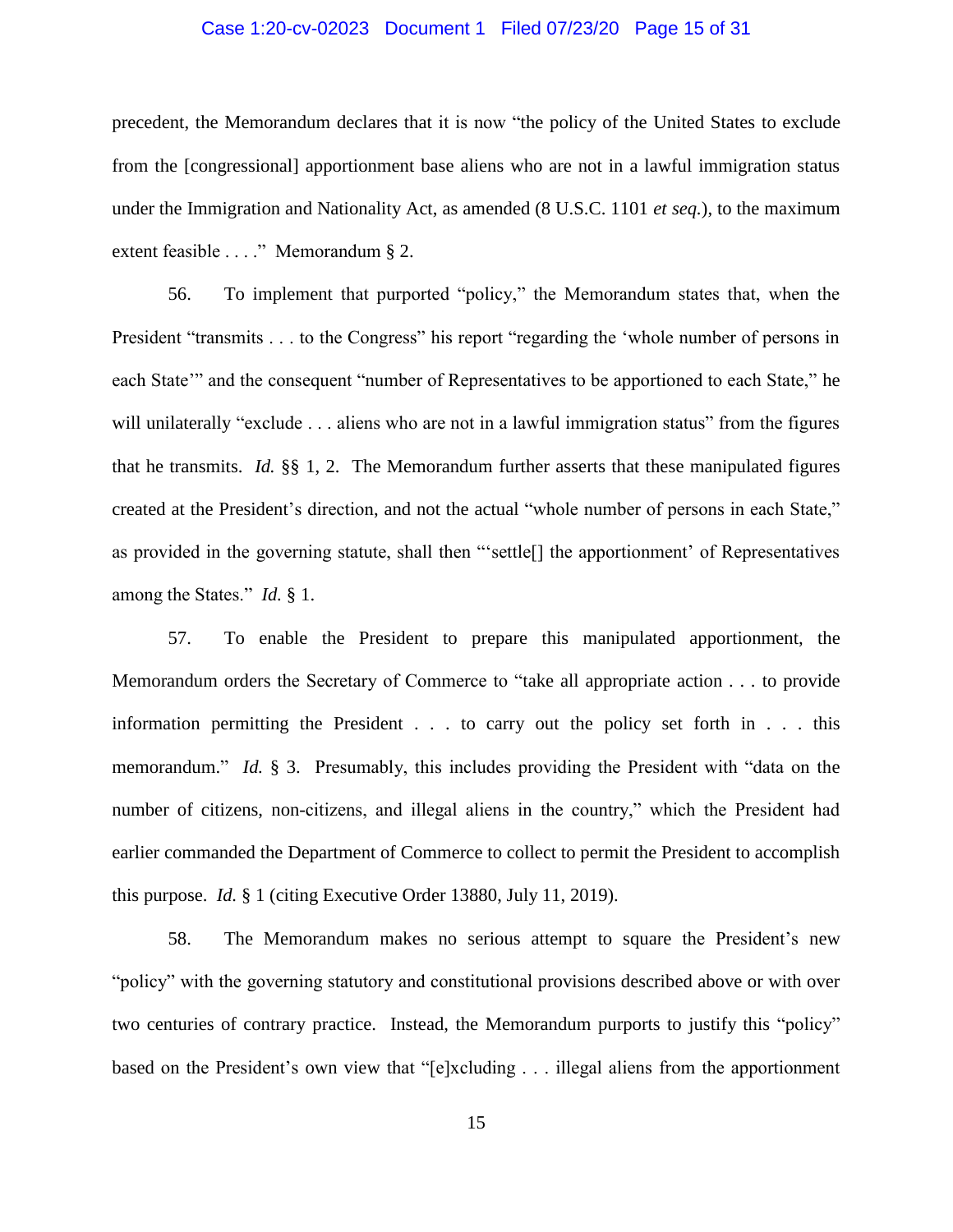precedent, the Memorandum declares that it is now "the policy of the United States to exclude from the [congressional] apportionment base aliens who are not in a lawful immigration status under the Immigration and Nationality Act, as amended (8 U.S.C. 1101 *et seq.*), to the maximum extent feasible . . . ." Memorandum § 2.

56. To implement that purported "policy," the Memorandum states that, when the President "transmits . . . to the Congress" his report "regarding the 'whole number of persons in each State'" and the consequent "number of Representatives to be apportioned to each State," he will unilaterally "exclude . . . aliens who are not in a lawful immigration status" from the figures that he transmits. *Id.* §§ 1, 2. The Memorandum further asserts that these manipulated figures created at the President's direction, and not the actual "whole number of persons in each State," as provided in the governing statute, shall then "'settle[] the apportionment' of Representatives among the States." *Id.* § 1.

57. To enable the President to prepare this manipulated apportionment, the Memorandum orders the Secretary of Commerce to "take all appropriate action . . . to provide information permitting the President . . . to carry out the policy set forth in . . . this memorandum." *Id.* § 3. Presumably, this includes providing the President with "data on the number of citizens, non-citizens, and illegal aliens in the country," which the President had earlier commanded the Department of Commerce to collect to permit the President to accomplish this purpose. *Id.* § 1 (citing Executive Order 13880, July 11, 2019).

58. The Memorandum makes no serious attempt to square the President's new "policy" with the governing statutory and constitutional provisions described above or with over two centuries of contrary practice. Instead, the Memorandum purports to justify this "policy" based on the President's own view that "[e]xcluding . . . illegal aliens from the apportionment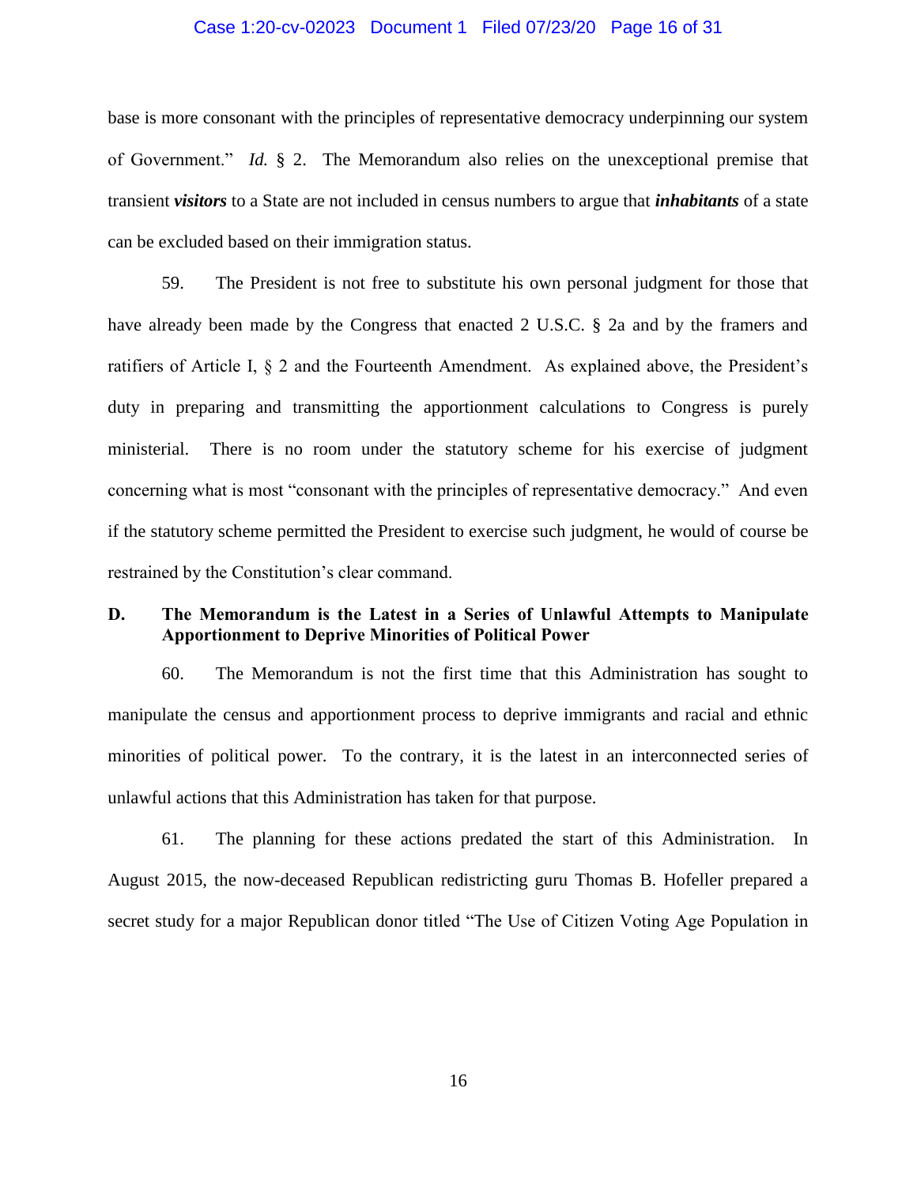base is more consonant with the principles of representative democracy underpinning our system of Government." *Id.* § 2. The Memorandum also relies on the unexceptional premise that transient ***visitors*** to a State are not included in census numbers to argue that ***inhabitants*** of a state can be excluded based on their immigration status.

59. The President is not free to substitute his own personal judgment for those that have already been made by the Congress that enacted 2 U.S.C. § 2a and by the framers and ratifiers of Article I, § 2 and the Fourteenth Amendment. As explained above, the President's duty in preparing and transmitting the apportionment calculations to Congress is purely ministerial. There is no room under the statutory scheme for his exercise of judgment concerning what is most "consonant with the principles of representative democracy." And even if the statutory scheme permitted the President to exercise such judgment, he would of course be restrained by the Constitution's clear command.

### D. The Memorandum is the Latest in a Series of Unlawful Attempts to Manipulate Apportionment to Deprive Minorities of Political Power

60. The Memorandum is not the first time that this Administration has sought to manipulate the census and apportionment process to deprive immigrants and racial and ethnic minorities of political power. To the contrary, it is the latest in an interconnected series of unlawful actions that this Administration has taken for that purpose.

61. The planning for these actions predated the start of this Administration. In August 2015, the now-deceased Republican redistricting guru Thomas B. Hofeller prepared a secret study for a major Republican donor titled "The Use of Citizen Voting Age Population in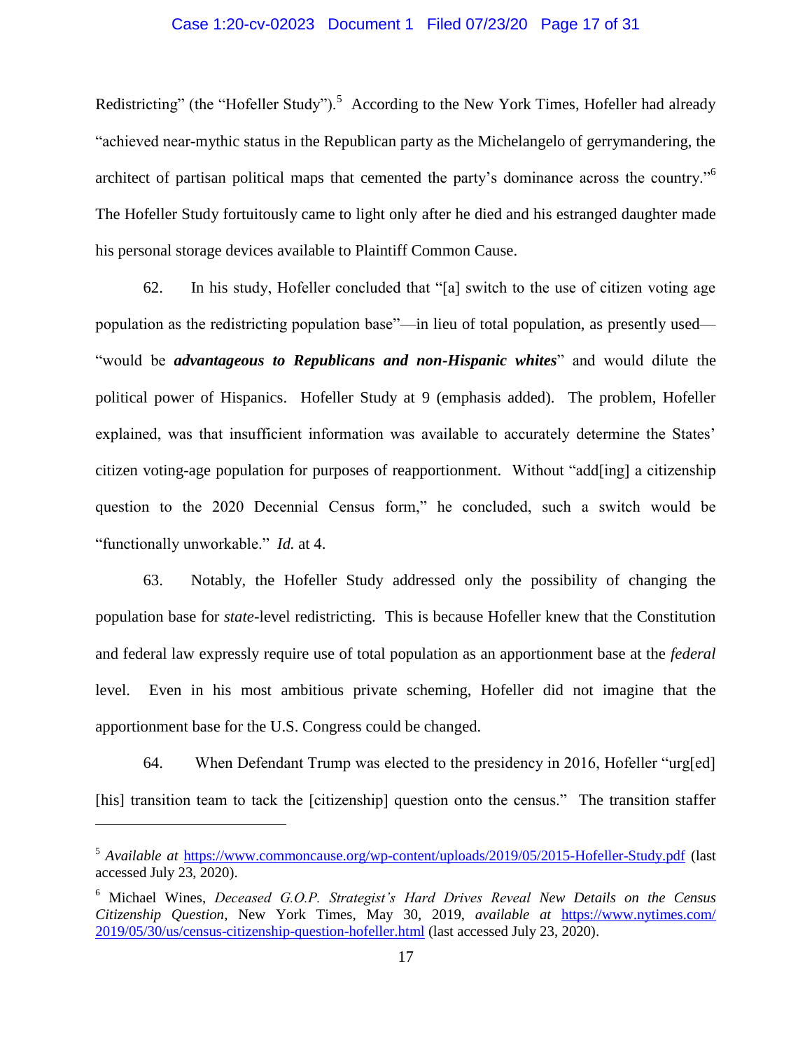Redistricting" (the "Hofeller Study").[5] According to the New York Times, Hofeller had already "achieved near-mythic status in the Republican party as the Michelangelo of gerrymandering, the architect of partisan political maps that cemented the party's dominance across the country."[6] The Hofeller Study fortuitously came to light only after he died and his estranged daughter made his personal storage devices available to Plaintiff Common Cause.

62. In his study, Hofeller concluded that "[a] switch to the use of citizen voting age population as the redistricting population base"—in lieu of total population, as presently used—"would be ***advantageous to Republicans and non-Hispanic whites***" and would dilute the political power of Hispanics. Hofeller Study at 9 (emphasis added). The problem, Hofeller explained, was that insufficient information was available to accurately determine the States' citizen voting-age population for purposes of reapportionment. Without "add[ing] a citizenship question to the 2020 Decennial Census form," he concluded, such a switch would be "functionally unworkable." *Id.* at 4.

63. Notably, the Hofeller Study addressed only the possibility of changing the population base for *state*-level redistricting. This is because Hofeller knew that the Constitution and federal law expressly require use of total population as an apportionment base at the *federal* level. Even in his most ambitious private scheming, Hofeller did not imagine that the apportionment base for the U.S. Congress could be changed.

64. When Defendant Trump was elected to the presidency in 2016, Hofeller "urg[ed] [his] transition team to tack the [citizenship] question onto the census." The transition staffer

---

[5] *Available at* https://www.commoncause.org/wp-content/uploads/2019/05/2015-Hofeller-Study.pdf (last accessed July 23, 2020).

[6] Michael Wines, *Deceased G.O.P. Strategist's Hard Drives Reveal New Details on the Census Citizenship Question*, New York Times, May 30, 2019, *available at* https://www.nytimes.com/2019/05/30/us/census-citizenship-question-hofeller.html (last accessed July 23, 2020).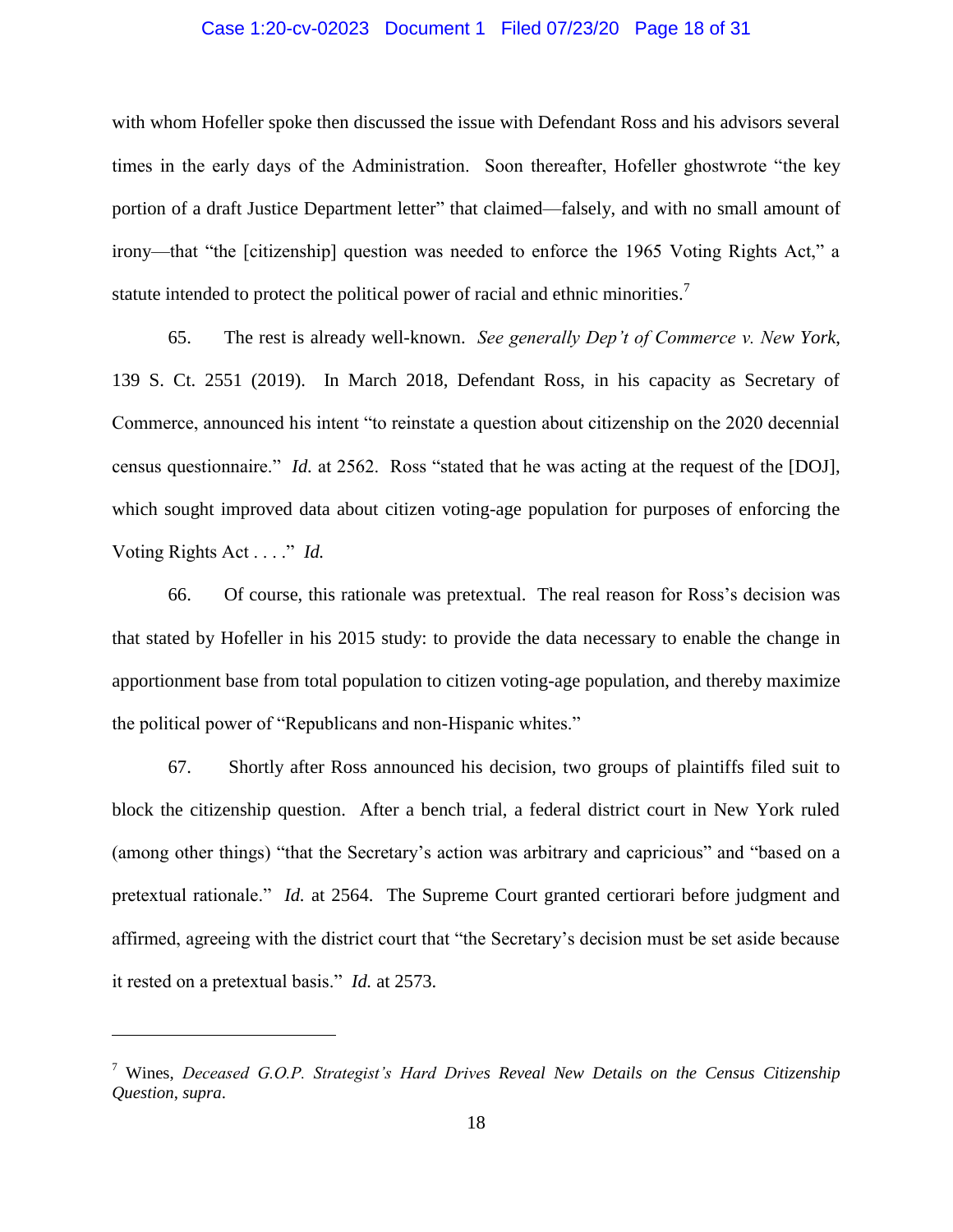with whom Hofeller spoke then discussed the issue with Defendant Ross and his advisors several times in the early days of the Administration. Soon thereafter, Hofeller ghostwrote "the key portion of a draft Justice Department letter" that claimed—falsely, and with no small amount of irony—that "the [citizenship] question was needed to enforce the 1965 Voting Rights Act," a statute intended to protect the political power of racial and ethnic minorities.[7]

65. The rest is already well-known. *See generally Dep't of Commerce v. New York*, 139 S. Ct. 2551 (2019). In March 2018, Defendant Ross, in his capacity as Secretary of Commerce, announced his intent "to reinstate a question about citizenship on the 2020 decennial census questionnaire." *Id.* at 2562. Ross "stated that he was acting at the request of the [DOJ], which sought improved data about citizen voting-age population for purposes of enforcing the Voting Rights Act . . . ." *Id.*

66. Of course, this rationale was pretextual. The real reason for Ross's decision was that stated by Hofeller in his 2015 study: to provide the data necessary to enable the change in apportionment base from total population to citizen voting-age population, and thereby maximize the political power of "Republicans and non-Hispanic whites."

67. Shortly after Ross announced his decision, two groups of plaintiffs filed suit to block the citizenship question. After a bench trial, a federal district court in New York ruled (among other things) "that the Secretary's action was arbitrary and capricious" and "based on a pretextual rationale." *Id.* at 2564. The Supreme Court granted certiorari before judgment and affirmed, agreeing with the district court that "the Secretary's decision must be set aside because it rested on a pretextual basis." *Id.* at 2573.

---

[7] Wines, *Deceased G.O.P. Strategist's Hard Drives Reveal New Details on the Census Citizenship Question*, *supra*.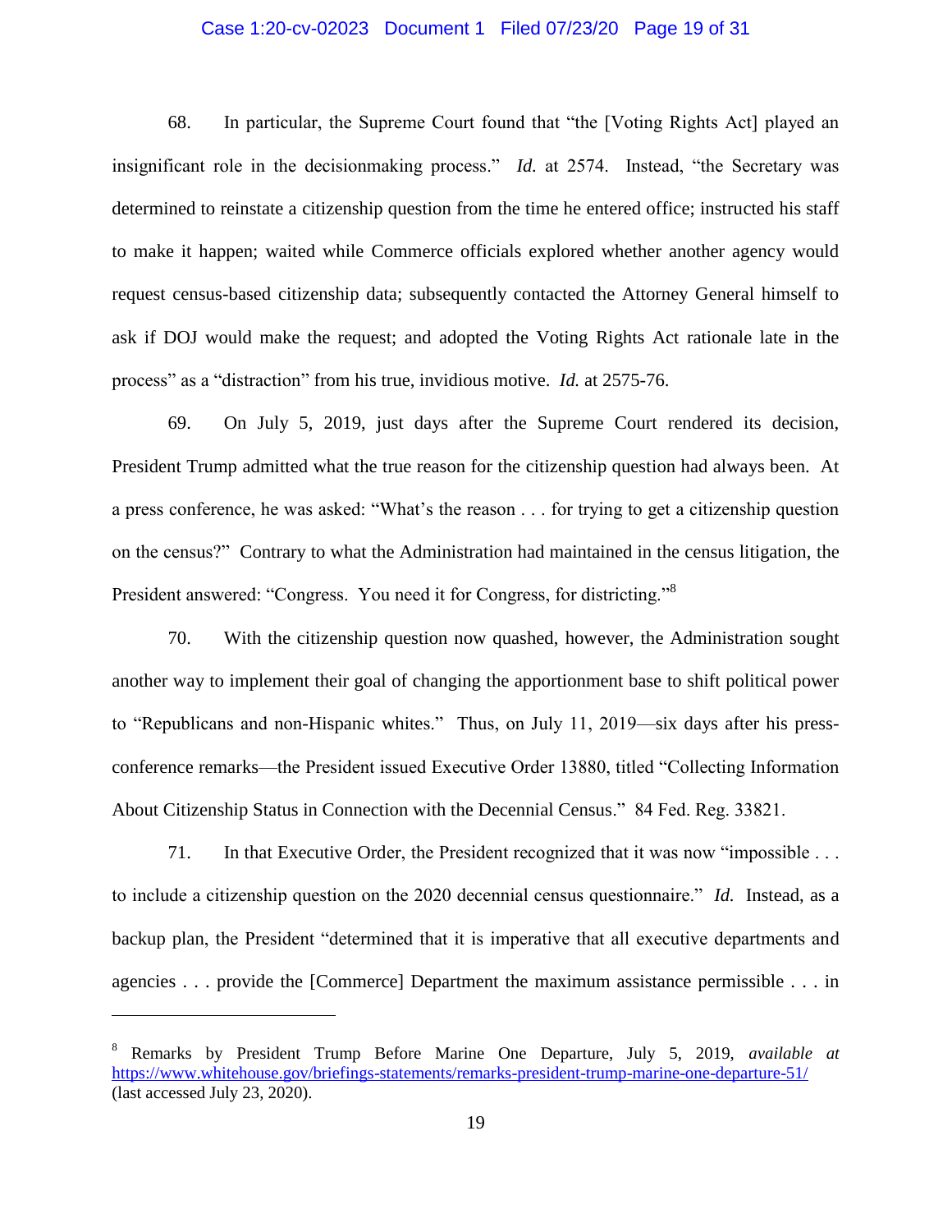68. In particular, the Supreme Court found that "the [Voting Rights Act] played an insignificant role in the decisionmaking process." *Id.* at 2574. Instead, "the Secretary was determined to reinstate a citizenship question from the time he entered office; instructed his staff to make it happen; waited while Commerce officials explored whether another agency would request census-based citizenship data; subsequently contacted the Attorney General himself to ask if DOJ would make the request; and adopted the Voting Rights Act rationale late in the process" as a "distraction" from his true, invidious motive. *Id.* at 2575-76.

69. On July 5, 2019, just days after the Supreme Court rendered its decision, President Trump admitted what the true reason for the citizenship question had always been. At a press conference, he was asked: "What's the reason . . . for trying to get a citizenship question on the census?" Contrary to what the Administration had maintained in the census litigation, the President answered: "Congress. You need it for Congress, for districting."[8]

70. With the citizenship question now quashed, however, the Administration sought another way to implement their goal of changing the apportionment base to shift political power to "Republicans and non-Hispanic whites." Thus, on July 11, 2019—six days after his press-conference remarks—the President issued Executive Order 13880, titled "Collecting Information About Citizenship Status in Connection with the Decennial Census." 84 Fed. Reg. 33821.

71. In that Executive Order, the President recognized that it was now "impossible . . . to include a citizenship question on the 2020 decennial census questionnaire." *Id.* Instead, as a backup plan, the President "determined that it is imperative that all executive departments and agencies . . . provide the [Commerce] Department the maximum assistance permissible . . . in

---

[8] Remarks by President Trump Before Marine One Departure, July 5, 2019, *available at* https://www.whitehouse.gov/briefings-statements/remarks-president-trump-marine-one-departure-51/ (last accessed July 23, 2020).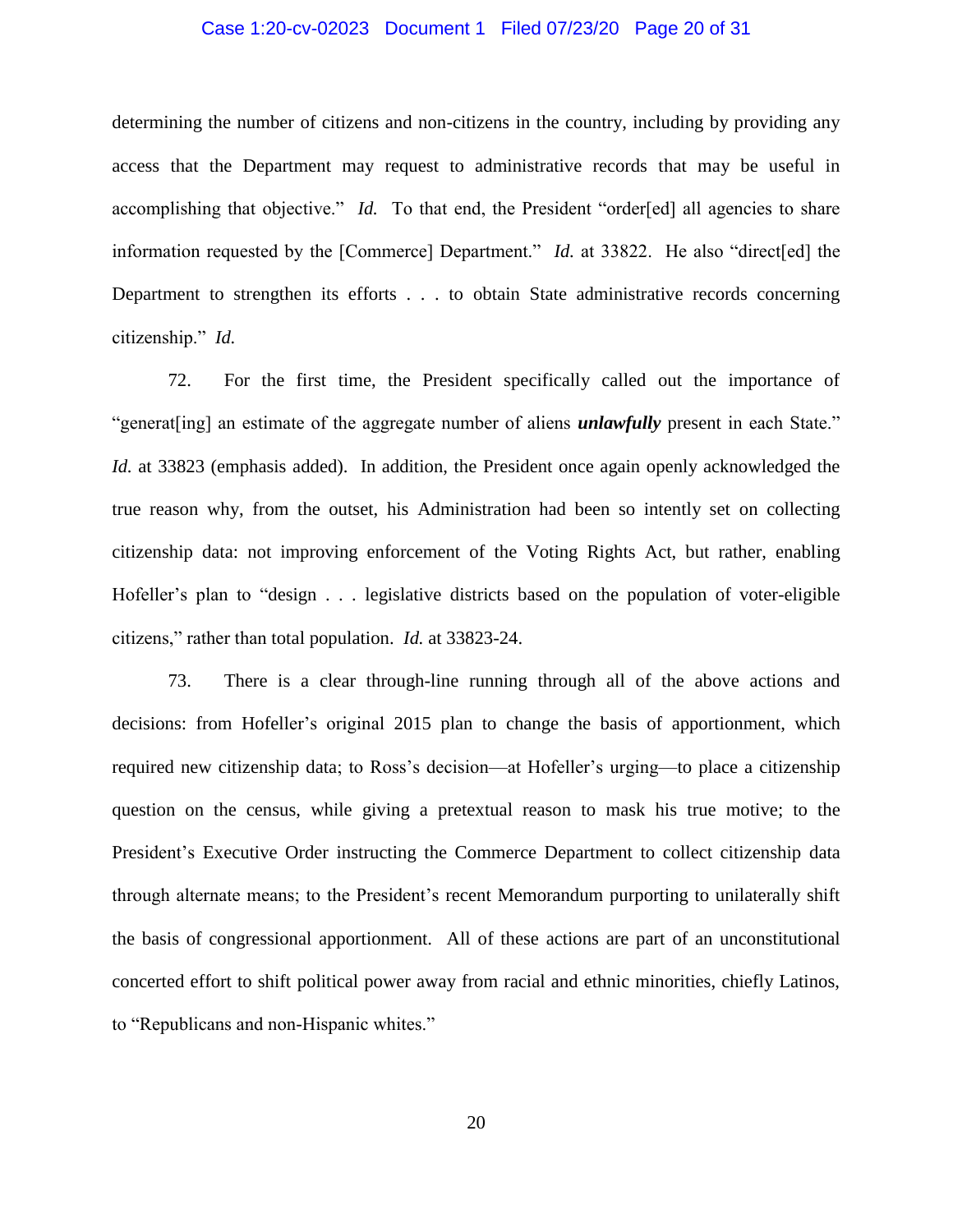determining the number of citizens and non-citizens in the country, including by providing any access that the Department may request to administrative records that may be useful in accomplishing that objective." *Id.* To that end, the President "order[ed] all agencies to share information requested by the [Commerce] Department." *Id.* at 33822. He also "direct[ed] the Department to strengthen its efforts . . . to obtain State administrative records concerning citizenship." *Id.*

72. For the first time, the President specifically called out the importance of "generat[ing] an estimate of the aggregate number of aliens ***unlawfully*** present in each State." *Id.* at 33823 (emphasis added). In addition, the President once again openly acknowledged the true reason why, from the outset, his Administration had been so intently set on collecting citizenship data: not improving enforcement of the Voting Rights Act, but rather, enabling Hofeller's plan to "design . . . legislative districts based on the population of voter-eligible citizens," rather than total population. *Id.* at 33823-24.

73. There is a clear through-line running through all of the above actions and decisions: from Hofeller's original 2015 plan to change the basis of apportionment, which required new citizenship data; to Ross's decision—at Hofeller's urging—to place a citizenship question on the census, while giving a pretextual reason to mask his true motive; to the President's Executive Order instructing the Commerce Department to collect citizenship data through alternate means; to the President's recent Memorandum purporting to unilaterally shift the basis of congressional apportionment. All of these actions are part of an unconstitutional concerted effort to shift political power away from racial and ethnic minorities, chiefly Latinos, to "Republicans and non-Hispanic whites."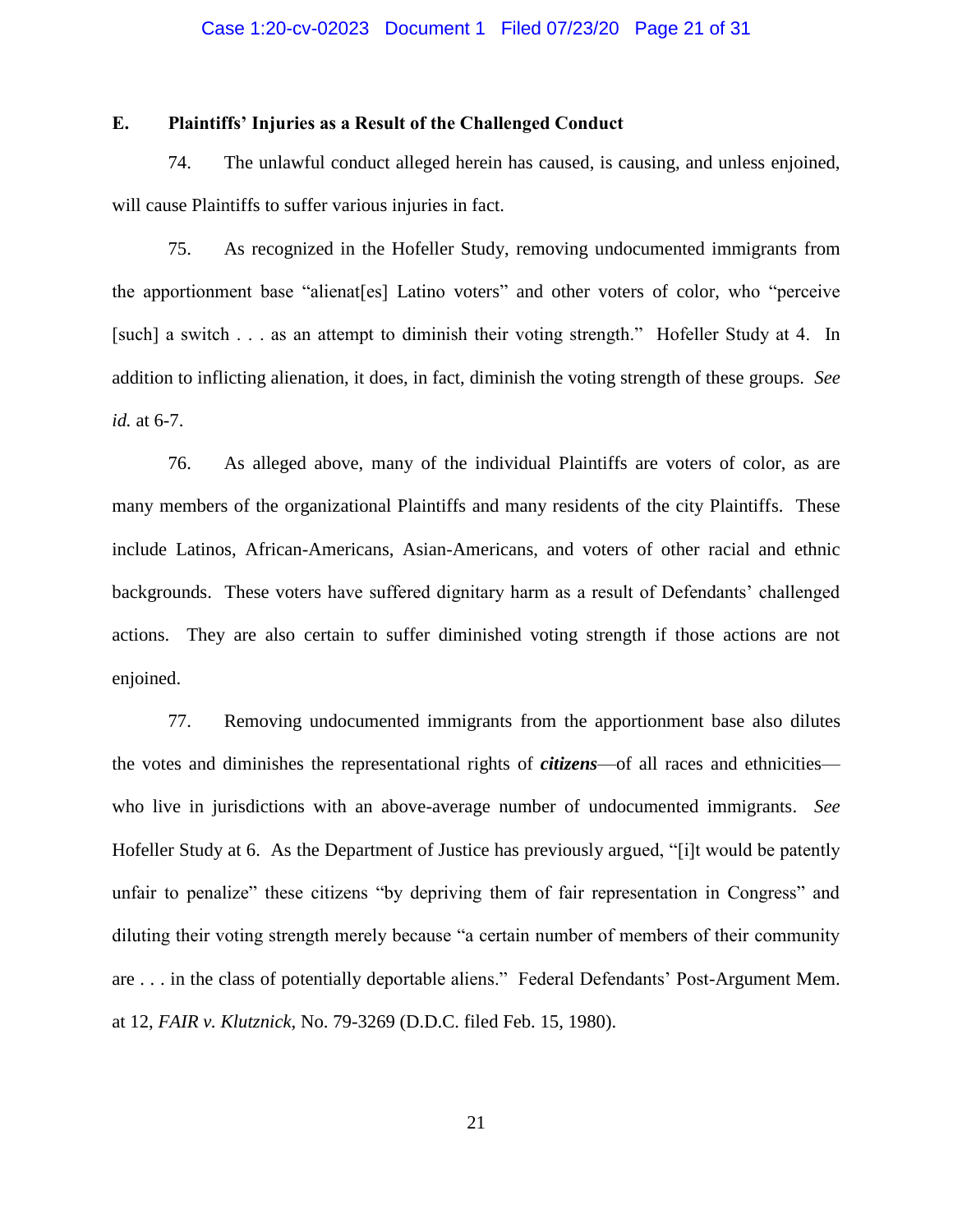### E. Plaintiffs' Injuries as a Result of the Challenged Conduct

74. The unlawful conduct alleged herein has caused, is causing, and unless enjoined, will cause Plaintiffs to suffer various injuries in fact.

75. As recognized in the Hofeller Study, removing undocumented immigrants from the apportionment base "alienat[es] Latino voters" and other voters of color, who "perceive [such] a switch . . . as an attempt to diminish their voting strength." Hofeller Study at 4. In addition to inflicting alienation, it does, in fact, diminish the voting strength of these groups. *See id.* at 6-7.

76. As alleged above, many of the individual Plaintiffs are voters of color, as are many members of the organizational Plaintiffs and many residents of the city Plaintiffs. These include Latinos, African-Americans, Asian-Americans, and voters of other racial and ethnic backgrounds. These voters have suffered dignitary harm as a result of Defendants' challenged actions. They are also certain to suffer diminished voting strength if those actions are not enjoined.

77. Removing undocumented immigrants from the apportionment base also dilutes the votes and diminishes the representational rights of ***citizens***—of all races and ethnicities—who live in jurisdictions with an above-average number of undocumented immigrants. *See* Hofeller Study at 6. As the Department of Justice has previously argued, "[i]t would be patently unfair to penalize" these citizens "by depriving them of fair representation in Congress" and diluting their voting strength merely because "a certain number of members of their community are . . . in the class of potentially deportable aliens." Federal Defendants' Post-Argument Mem. at 12, *FAIR v. Klutznick*, No. 79-3269 (D.D.C. filed Feb. 15, 1980).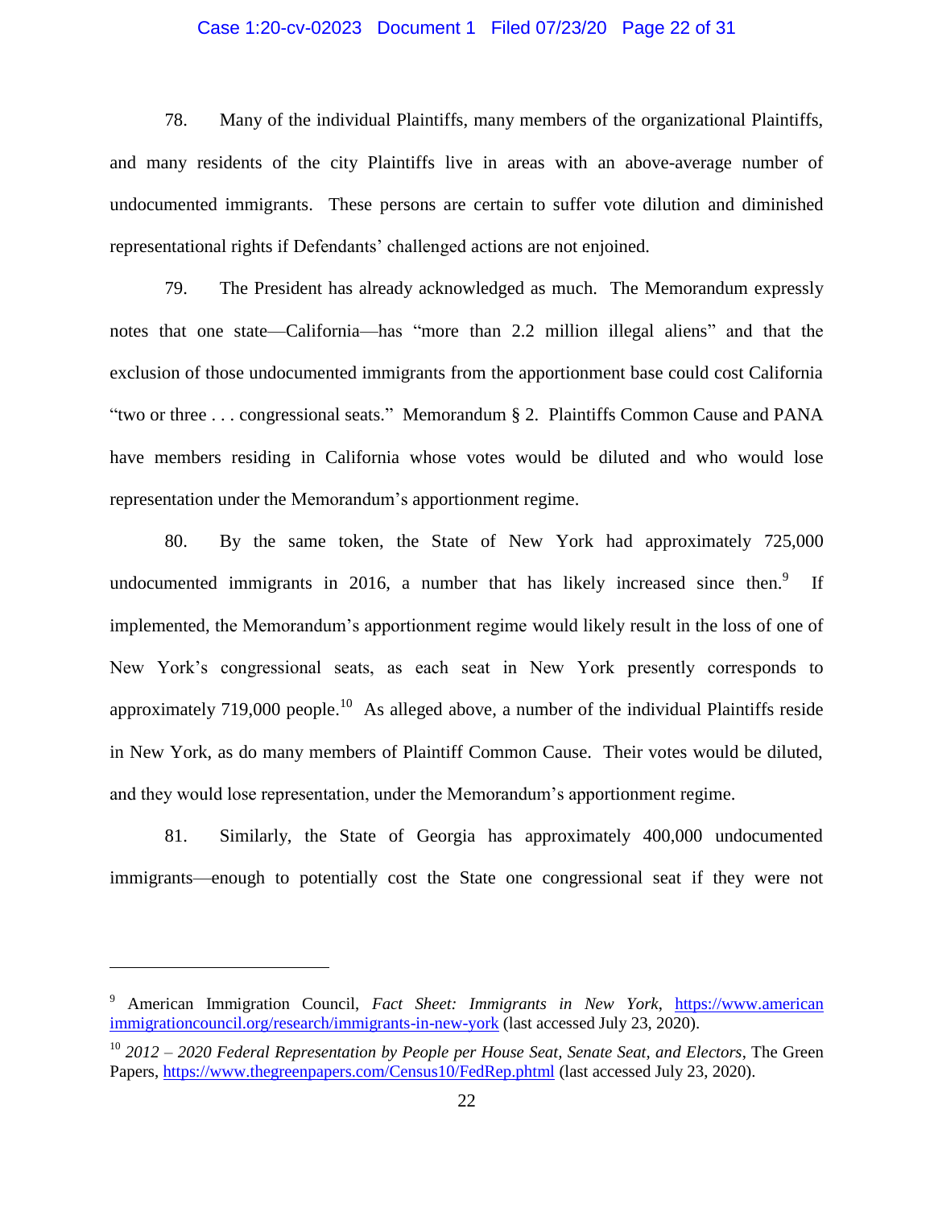78. Many of the individual Plaintiffs, many members of the organizational Plaintiffs, and many residents of the city Plaintiffs live in areas with an above-average number of undocumented immigrants. These persons are certain to suffer vote dilution and diminished representational rights if Defendants' challenged actions are not enjoined.

79. The President has already acknowledged as much. The Memorandum expressly notes that one state—California—has "more than 2.2 million illegal aliens" and that the exclusion of those undocumented immigrants from the apportionment base could cost California "two or three . . . congressional seats." Memorandum § 2. Plaintiffs Common Cause and PANA have members residing in California whose votes would be diluted and who would lose representation under the Memorandum's apportionment regime.

80. By the same token, the State of New York had approximately 725,000 undocumented immigrants in 2016, a number that has likely increased since then.[9] If implemented, the Memorandum's apportionment regime would likely result in the loss of one of New York's congressional seats, as each seat in New York presently corresponds to approximately 719,000 people.[10] As alleged above, a number of the individual Plaintiffs reside in New York, as do many members of Plaintiff Common Cause. Their votes would be diluted, and they would lose representation, under the Memorandum's apportionment regime.

81. Similarly, the State of Georgia has approximately 400,000 undocumented immigrants—enough to potentially cost the State one congressional seat if they were not

---

[9] American Immigration Council, *Fact Sheet: Immigrants in New York*, https://www.americanimmigrationcouncil.org/research/immigrants-in-new-york (last accessed July 23, 2020).

[10] *2012 – 2020 Federal Representation by People per House Seat, Senate Seat, and Electors*, The Green Papers, https://www.thegreenpapers.com/Census10/FedRep.phtml (last accessed July 23, 2020).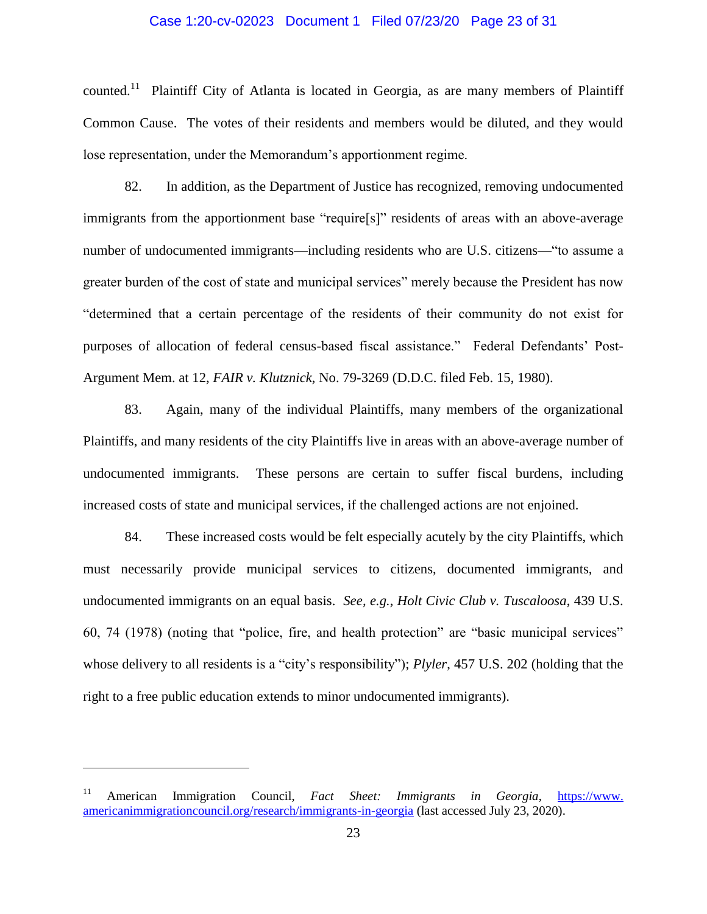counted.[11] Plaintiff City of Atlanta is located in Georgia, as are many members of Plaintiff Common Cause. The votes of their residents and members would be diluted, and they would lose representation, under the Memorandum's apportionment regime.

82. In addition, as the Department of Justice has recognized, removing undocumented immigrants from the apportionment base "require[s]" residents of areas with an above-average number of undocumented immigrants—including residents who are U.S. citizens—"to assume a greater burden of the cost of state and municipal services" merely because the President has now "determined that a certain percentage of the residents of their community do not exist for purposes of allocation of federal census-based fiscal assistance." Federal Defendants' Post-Argument Mem. at 12, *FAIR v. Klutznick*, No. 79-3269 (D.D.C. filed Feb. 15, 1980).

83. Again, many of the individual Plaintiffs, many members of the organizational Plaintiffs, and many residents of the city Plaintiffs live in areas with an above-average number of undocumented immigrants. These persons are certain to suffer fiscal burdens, including increased costs of state and municipal services, if the challenged actions are not enjoined.

84. These increased costs would be felt especially acutely by the city Plaintiffs, which must necessarily provide municipal services to citizens, documented immigrants, and undocumented immigrants on an equal basis. *See, e.g.*, *Holt Civic Club v. Tuscaloosa*, 439 U.S. 60, 74 (1978) (noting that "police, fire, and health protection" are "basic municipal services" whose delivery to all residents is a "city's responsibility"); *Plyler*, 457 U.S. 202 (holding that the right to a free public education extends to minor undocumented immigrants).

---

[11] American Immigration Council, *Fact Sheet: Immigrants in Georgia*, https://www.americanimmigrationcouncil.org/research/immigrants-in-georgia (last accessed July 23, 2020).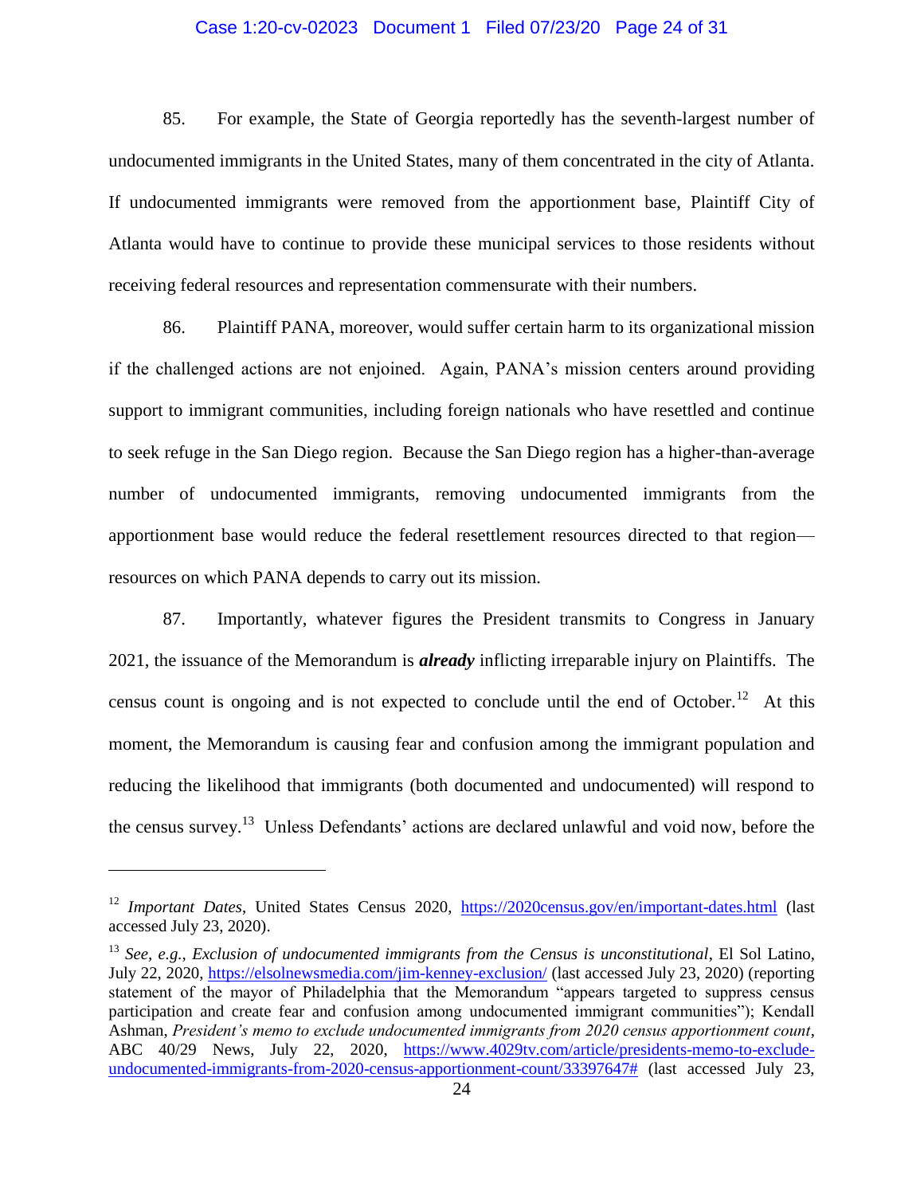85. For example, the State of Georgia reportedly has the seventh-largest number of undocumented immigrants in the United States, many of them concentrated in the city of Atlanta. If undocumented immigrants were removed from the apportionment base, Plaintiff City of Atlanta would have to continue to provide these municipal services to those residents without receiving federal resources and representation commensurate with their numbers.

86. Plaintiff PANA, moreover, would suffer certain harm to its organizational mission if the challenged actions are not enjoined. Again, PANA's mission centers around providing support to immigrant communities, including foreign nationals who have resettled and continue to seek refuge in the San Diego region. Because the San Diego region has a higher-than-average number of undocumented immigrants, removing undocumented immigrants from the apportionment base would reduce the federal resettlement resources directed to that region—resources on which PANA depends to carry out its mission.

87. Importantly, whatever figures the President transmits to Congress in January 2021, the issuance of the Memorandum is ***already*** inflicting irreparable injury on Plaintiffs. The census count is ongoing and is not expected to conclude until the end of October.[12] At this moment, the Memorandum is causing fear and confusion among the immigrant population and reducing the likelihood that immigrants (both documented and undocumented) will respond to the census survey.[13] Unless Defendants' actions are declared unlawful and void now, before the

---

[12] *Important Dates*, United States Census 2020, https://2020census.gov/en/important-dates.html (last accessed July 23, 2020).

[13] *See, e.g.*, *Exclusion of undocumented immigrants from the Census is unconstitutional*, El Sol Latino, July 22, 2020, https://elsolnewsmedia.com/jim-kenney-exclusion/ (last accessed July 23, 2020) (reporting statement of the mayor of Philadelphia that the Memorandum "appears targeted to suppress census participation and create fear and confusion among undocumented immigrant communities"); Kendall Ashman, *President's memo to exclude undocumented immigrants from 2020 census apportionment count*, ABC 40/29 News, July 22, 2020, https://www.4029tv.com/article/presidents-memo-to-exclude-undocumented-immigrants-from-2020-census-apportionment-count/33397647# (last accessed July 23,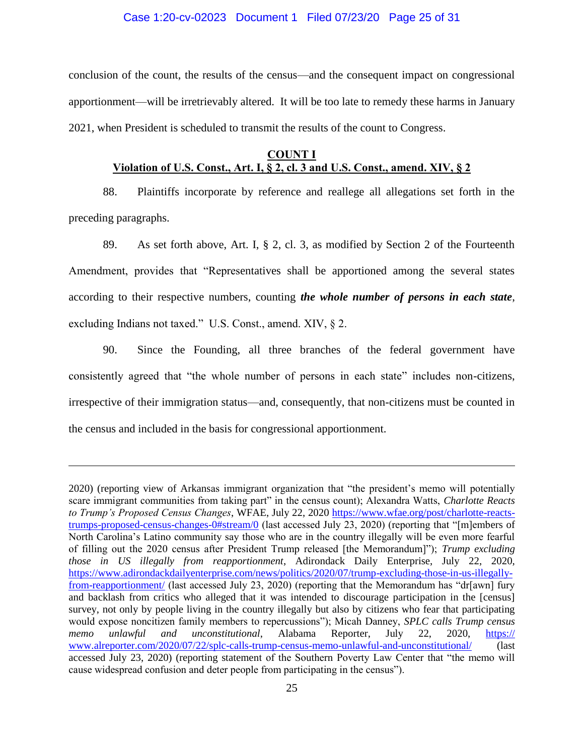conclusion of the count, the results of the census—and the consequent impact on congressional apportionment—will be irretrievably altered. It will be too late to remedy these harms in January 2021, when President is scheduled to transmit the results of the count to Congress.

## COUNT I
## Violation of U.S. Const., Art. I, § 2, cl. 3 and U.S. Const., amend. XIV, § 2

88. Plaintiffs incorporate by reference and reallege all allegations set forth in the preceding paragraphs.

89. As set forth above, Art. I, § 2, cl. 3, as modified by Section 2 of the Fourteenth Amendment, provides that "Representatives shall be apportioned among the several states according to their respective numbers, counting ***the whole number of persons in each state***, excluding Indians not taxed." U.S. Const., amend. XIV, § 2.

90. Since the Founding, all three branches of the federal government have consistently agreed that "the whole number of persons in each state" includes non-citizens, irrespective of their immigration status—and, consequently, that non-citizens must be counted in the census and included in the basis for congressional apportionment.

---

2020) (reporting view of Arkansas immigrant organization that "the president's memo will potentially scare immigrant communities from taking part" in the census count); Alexandra Watts, *Charlotte Reacts to Trump's Proposed Census Changes*, WFAE, July 22, 2020 https://www.wfae.org/post/charlotte-reacts-trumps-proposed-census-changes-0#stream/0 (last accessed July 23, 2020) (reporting that "[m]embers of North Carolina's Latino community say those who are in the country illegally will be even more fearful of filling out the 2020 census after President Trump released [the Memorandum]"); *Trump excluding those in US illegally from reapportionment*, Adirondack Daily Enterprise, July 22, 2020, https://www.adirondackdailyenterprise.com/news/politics/2020/07/trump-excluding-those-in-us-illegally-from-reapportionment/ (last accessed July 23, 2020) (reporting that the Memorandum has "dr[awn] fury and backlash from critics who alleged that it was intended to discourage participation in the [census] survey, not only by people living in the country illegally but also by citizens who fear that participating would expose noncitizen family members to repercussions"); Micah Danney, *SPLC calls Trump census memo unlawful and unconstitutional*, Alabama Reporter, July 22, 2020, https://www.alreporter.com/2020/07/22/splc-calls-trump-census-memo-unlawful-and-unconstitutional/ (last accessed July 23, 2020) (reporting statement of the Southern Poverty Law Center that "the memo will cause widespread confusion and deter people from participating in the census").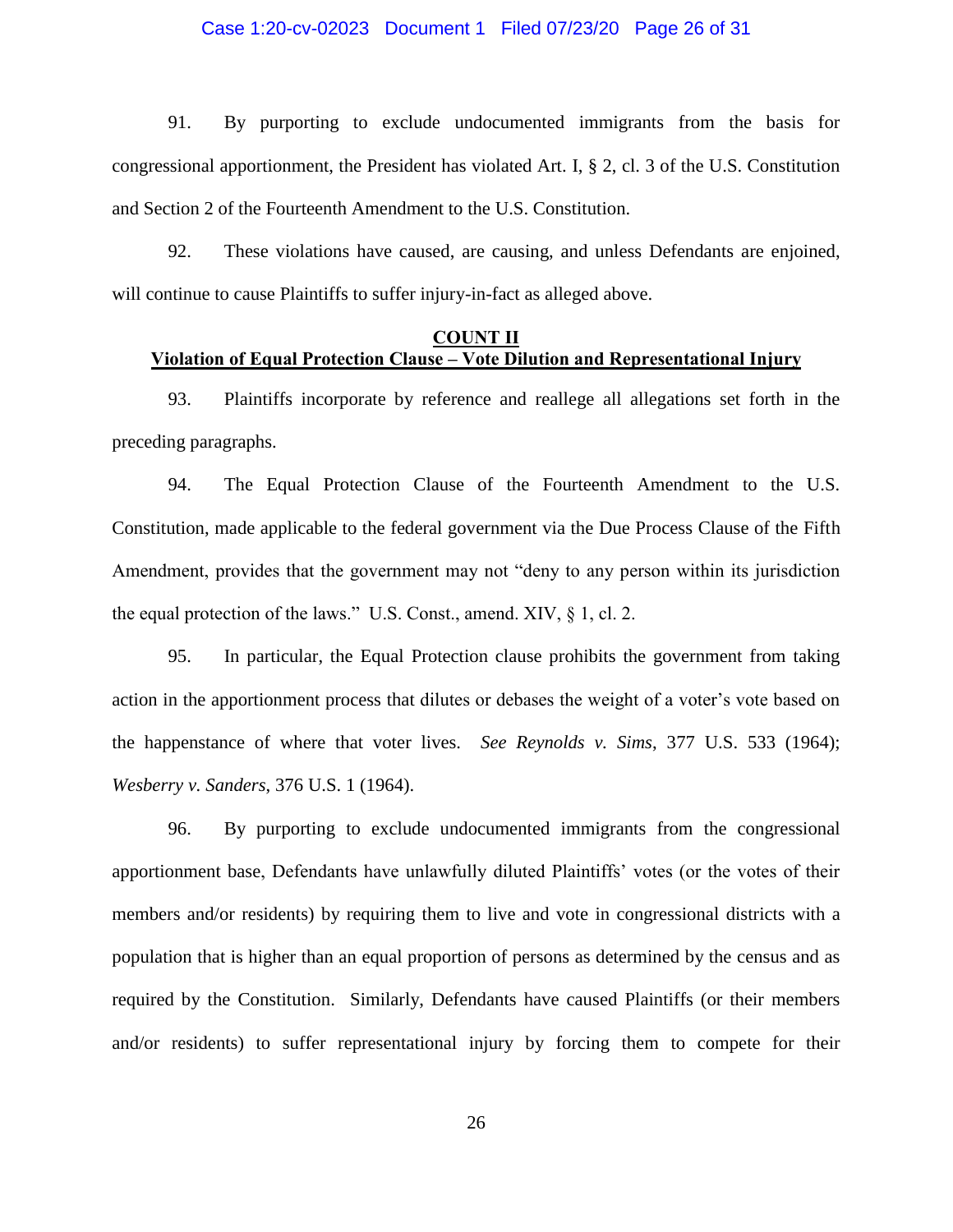91. By purporting to exclude undocumented immigrants from the basis for congressional apportionment, the President has violated Art. I, § 2, cl. 3 of the U.S. Constitution and Section 2 of the Fourteenth Amendment to the U.S. Constitution.

92. These violations have caused, are causing, and unless Defendants are enjoined, will continue to cause Plaintiffs to suffer injury-in-fact as alleged above.

**COUNT II**
**Violation of Equal Protection Clause – Vote Dilution and Representational Injury**

93. Plaintiffs incorporate by reference and reallege all allegations set forth in the preceding paragraphs.

94. The Equal Protection Clause of the Fourteenth Amendment to the U.S. Constitution, made applicable to the federal government via the Due Process Clause of the Fifth Amendment, provides that the government may not "deny to any person within its jurisdiction the equal protection of the laws." U.S. Const., amend. XIV, § 1, cl. 2.

95. In particular, the Equal Protection clause prohibits the government from taking action in the apportionment process that dilutes or debases the weight of a voter's vote based on the happenstance of where that voter lives. *See Reynolds v. Sims*, 377 U.S. 533 (1964); *Wesberry v. Sanders*, 376 U.S. 1 (1964).

96. By purporting to exclude undocumented immigrants from the congressional apportionment base, Defendants have unlawfully diluted Plaintiffs' votes (or the votes of their members and/or residents) by requiring them to live and vote in congressional districts with a population that is higher than an equal proportion of persons as determined by the census and as required by the Constitution. Similarly, Defendants have caused Plaintiffs (or their members and/or residents) to suffer representational injury by forcing them to compete for their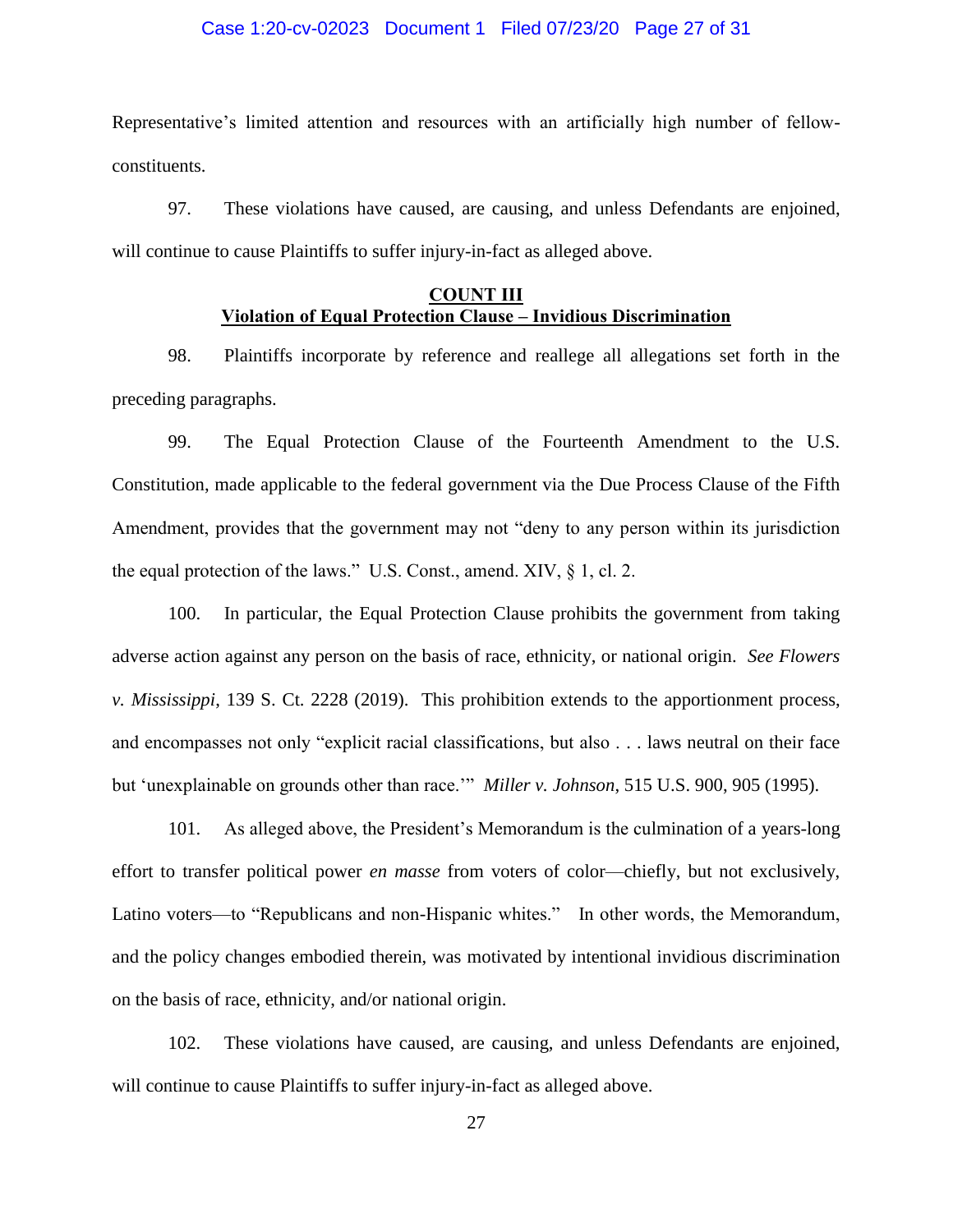Representative's limited attention and resources with an artificially high number of fellow-constituents.

97. These violations have caused, are causing, and unless Defendants are enjoined, will continue to cause Plaintiffs to suffer injury-in-fact as alleged above.

**COUNT III**
**Violation of Equal Protection Clause – Invidious Discrimination**

98. Plaintiffs incorporate by reference and reallege all allegations set forth in the preceding paragraphs.

99. The Equal Protection Clause of the Fourteenth Amendment to the U.S. Constitution, made applicable to the federal government via the Due Process Clause of the Fifth Amendment, provides that the government may not "deny to any person within its jurisdiction the equal protection of the laws." U.S. Const., amend. XIV, § 1, cl. 2.

100. In particular, the Equal Protection Clause prohibits the government from taking adverse action against any person on the basis of race, ethnicity, or national origin. *See Flowers v. Mississippi*, 139 S. Ct. 2228 (2019). This prohibition extends to the apportionment process, and encompasses not only "explicit racial classifications, but also . . . laws neutral on their face but 'unexplainable on grounds other than race.'" *Miller v. Johnson*, 515 U.S. 900, 905 (1995).

101. As alleged above, the President's Memorandum is the culmination of a years-long effort to transfer political power *en masse* from voters of color—chiefly, but not exclusively, Latino voters—to "Republicans and non-Hispanic whites." In other words, the Memorandum, and the policy changes embodied therein, was motivated by intentional invidious discrimination on the basis of race, ethnicity, and/or national origin.

102. These violations have caused, are causing, and unless Defendants are enjoined, will continue to cause Plaintiffs to suffer injury-in-fact as alleged above.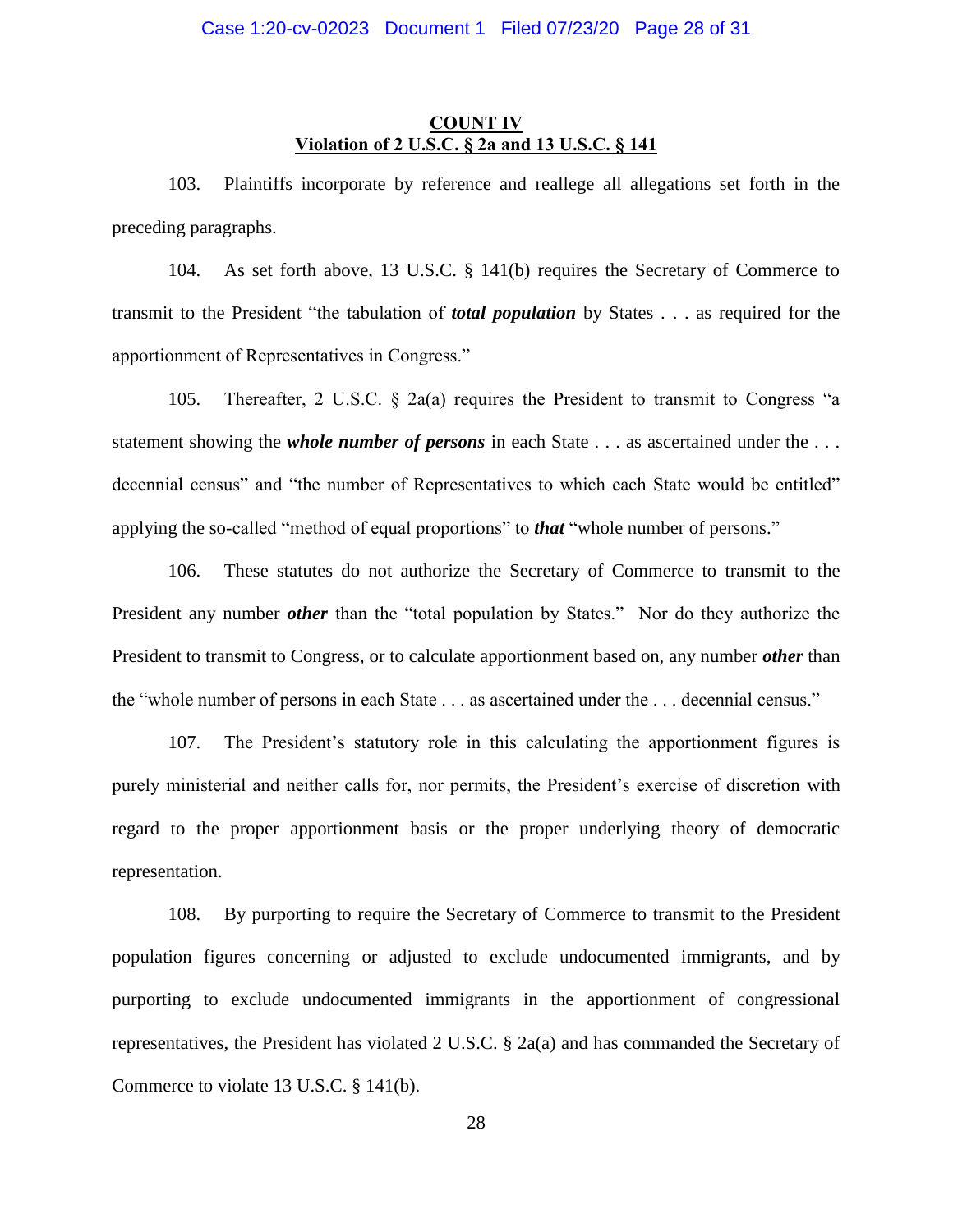## COUNT IV
## Violation of 2 U.S.C. § 2a and 13 U.S.C. § 141

103. Plaintiffs incorporate by reference and reallege all allegations set forth in the preceding paragraphs.

104. As set forth above, 13 U.S.C. § 141(b) requires the Secretary of Commerce to transmit to the President "the tabulation of ***total population*** by States . . . as required for the apportionment of Representatives in Congress."

105. Thereafter, 2 U.S.C. § 2a(a) requires the President to transmit to Congress "a statement showing the ***whole number of persons*** in each State . . . as ascertained under the . . . decennial census" and "the number of Representatives to which each State would be entitled" applying the so-called "method of equal proportions" to ***that*** "whole number of persons."

106. These statutes do not authorize the Secretary of Commerce to transmit to the President any number ***other*** than the "total population by States." Nor do they authorize the President to transmit to Congress, or to calculate apportionment based on, any number ***other*** than the "whole number of persons in each State . . . as ascertained under the . . . decennial census."

107. The President's statutory role in this calculating the apportionment figures is purely ministerial and neither calls for, nor permits, the President's exercise of discretion with regard to the proper apportionment basis or the proper underlying theory of democratic representation.

108. By purporting to require the Secretary of Commerce to transmit to the President population figures concerning or adjusted to exclude undocumented immigrants, and by purporting to exclude undocumented immigrants in the apportionment of congressional representatives, the President has violated 2 U.S.C. § 2a(a) and has commanded the Secretary of Commerce to violate 13 U.S.C. § 141(b).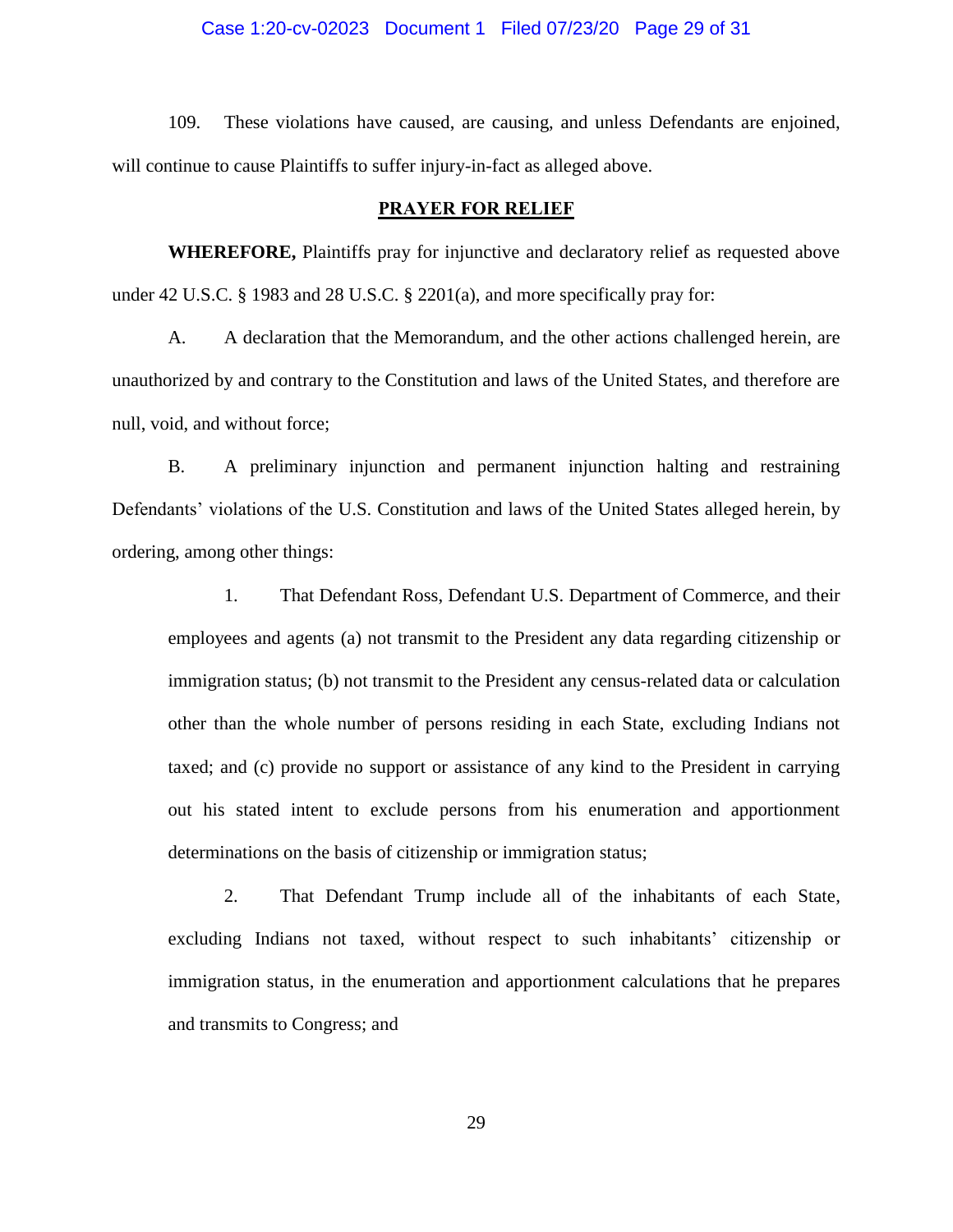109. These violations have caused, are causing, and unless Defendants are enjoined, will continue to cause Plaintiffs to suffer injury-in-fact as alleged above.

## PRAYER FOR RELIEF

**WHEREFORE,** Plaintiffs pray for injunctive and declaratory relief as requested above under 42 U.S.C. § 1983 and 28 U.S.C. § 2201(a), and more specifically pray for:

A. A declaration that the Memorandum, and the other actions challenged herein, are unauthorized by and contrary to the Constitution and laws of the United States, and therefore are null, void, and without force;

B. A preliminary injunction and permanent injunction halting and restraining Defendants' violations of the U.S. Constitution and laws of the United States alleged herein, by ordering, among other things:

> 1. That Defendant Ross, Defendant U.S. Department of Commerce, and their employees and agents (a) not transmit to the President any data regarding citizenship or immigration status; (b) not transmit to the President any census-related data or calculation other than the whole number of persons residing in each State, excluding Indians not taxed; and (c) provide no support or assistance of any kind to the President in carrying out his stated intent to exclude persons from his enumeration and apportionment determinations on the basis of citizenship or immigration status;
>
> 2. That Defendant Trump include all of the inhabitants of each State, excluding Indians not taxed, without respect to such inhabitants' citizenship or immigration status, in the enumeration and apportionment calculations that he prepares and transmits to Congress; and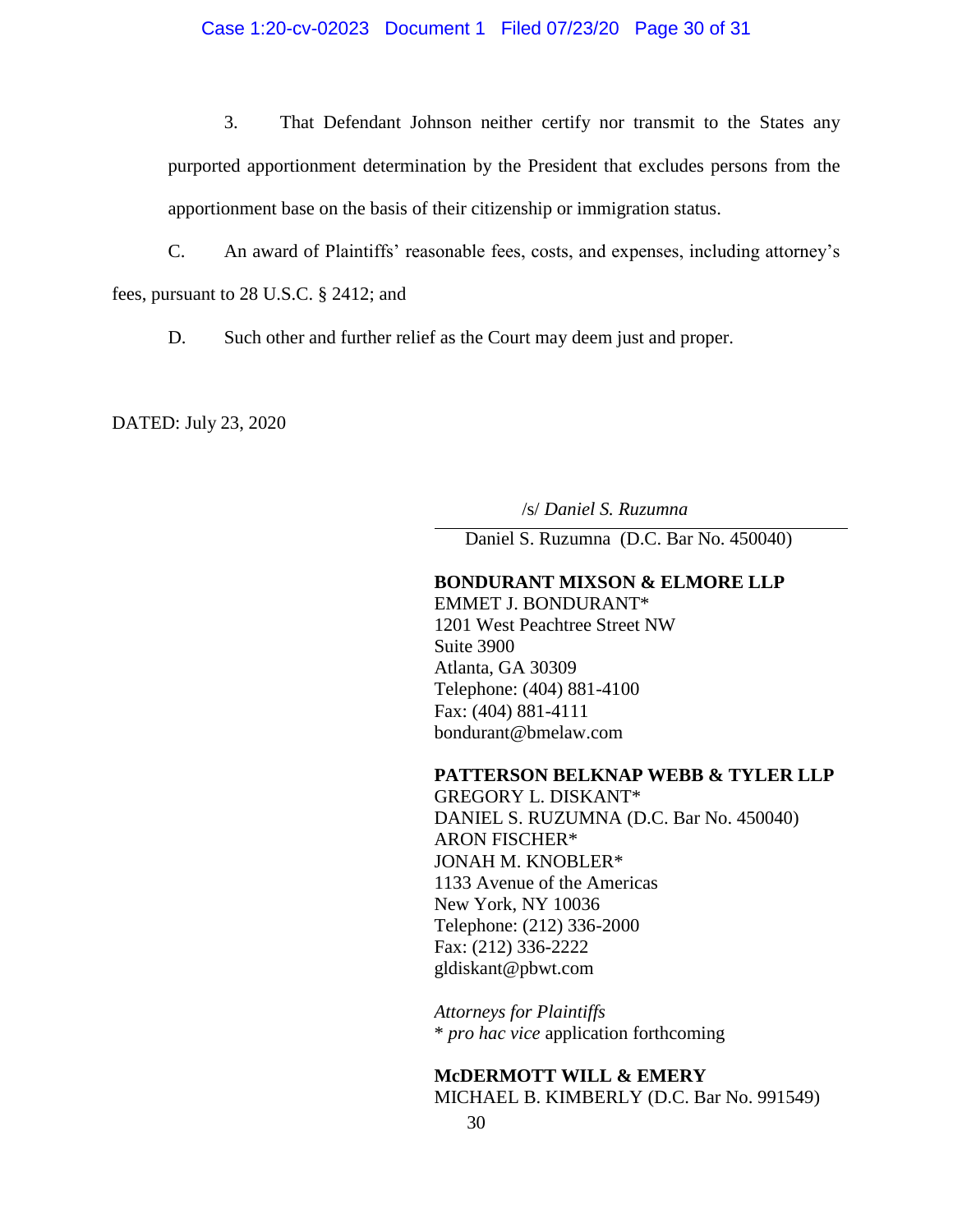3. That Defendant Johnson neither certify nor transmit to the States any purported apportionment determination by the President that excludes persons from the apportionment base on the basis of their citizenship or immigration status.

C. An award of Plaintiffs' reasonable fees, costs, and expenses, including attorney's fees, pursuant to 28 U.S.C. § 2412; and

D. Such other and further relief as the Court may deem just and proper.

DATED: July 23, 2020

/s/ *Daniel S. Ruzumna*

Daniel S. Ruzumna (D.C. Bar No. 450040)

**BONDURANT MIXSON & ELMORE LLP**
EMMET J. BONDURANT*
1201 West Peachtree Street NW
Suite 3900
Atlanta, GA 30309
Telephone: (404) 881-4100
Fax: (404) 881-4111
bondurant@bmelaw.com

**PATTERSON BELKNAP WEBB & TYLER LLP**
GREGORY L. DISKANT*
DANIEL S. RUZUMNA (D.C. Bar No. 450040)
ARON FISCHER*
JONAH M. KNOBLER*
1133 Avenue of the Americas
New York, NY 10036
Telephone: (212) 336-2000
Fax: (212) 336-2222
gldiskant@pbwt.com

*Attorneys for Plaintiffs*
* *pro hac vice* application forthcoming

**McDERMOTT WILL & EMERY**
MICHAEL B. KIMBERLY (D.C. Bar No. 991549)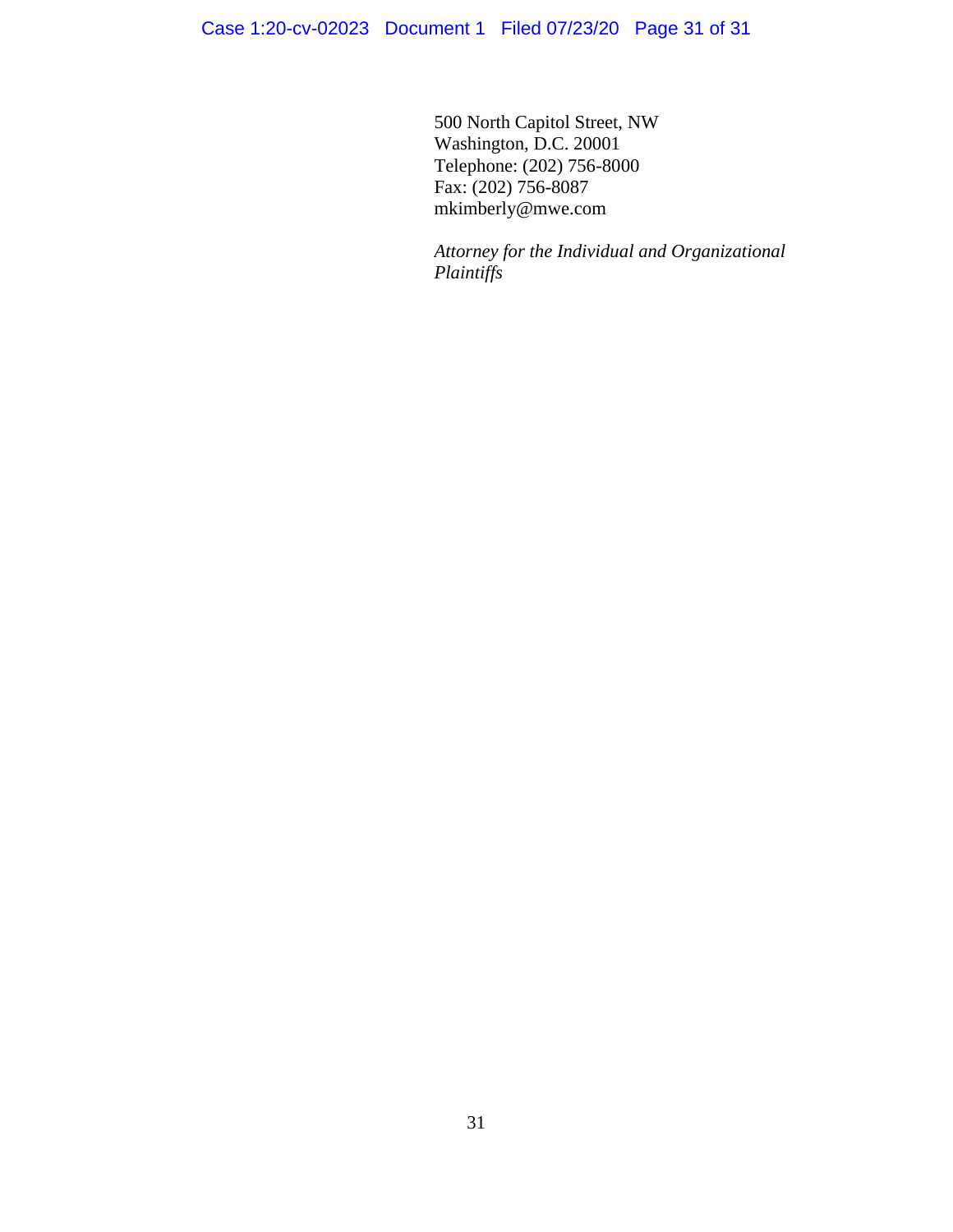500 North Capitol Street, NW
Washington, D.C. 20001
Telephone: (202) 756-8000
Fax: (202) 756-8087
mkimberly@mwe.com

*Attorney for the Individual and Organizational Plaintiffs*